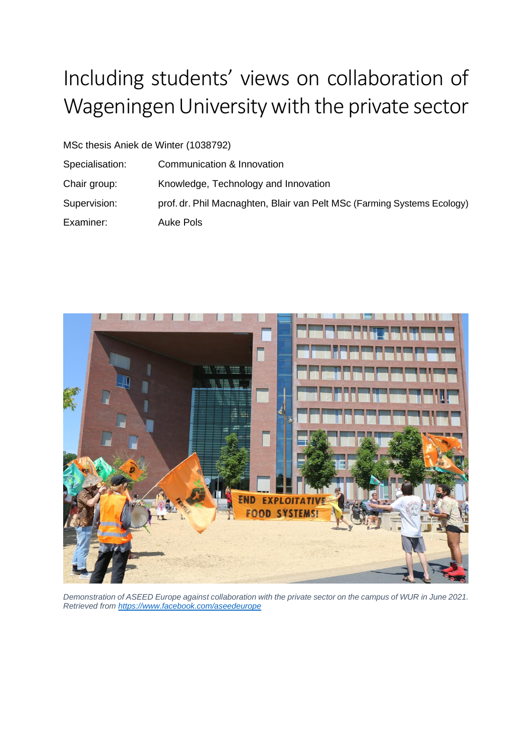# Including students' views on collaboration of Wageningen University with the private sector

MSc thesis Aniek de Winter (1038792)

| | |
|---|---|
| Specialisation: | Communication & Innovation |
| Chair group: | Knowledge, Technology and Innovation |
| Supervision: | prof. dr. Phil Macnaghten, Blair van Pelt MSc (Farming Systems Ecology) |
| Examiner: | Auke Pols |

*Demonstration of ASEED Europe against collaboration with the private sector on the campus of WUR in June 2021. Retrieved from [https://www.facebook.com/aseedeurope](https://www.facebook.com/aseedeurope)*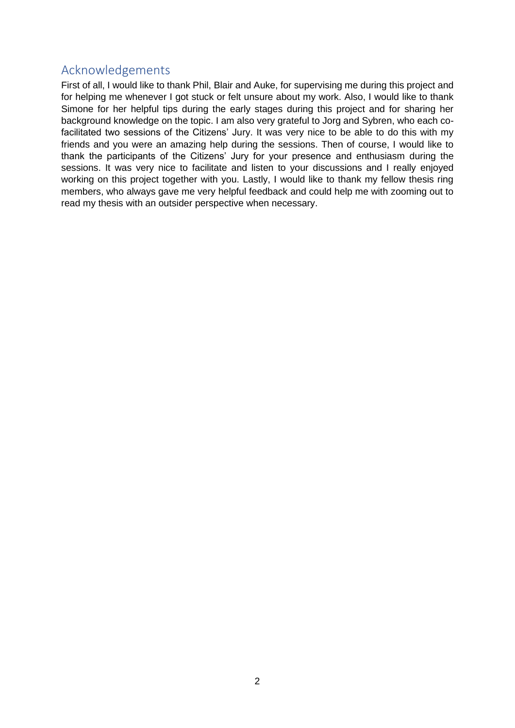## Acknowledgements

First of all, I would like to thank Phil, Blair and Auke, for supervising me during this project and for helping me whenever I got stuck or felt unsure about my work. Also, I would like to thank Simone for her helpful tips during the early stages during this project and for sharing her background knowledge on the topic. I am also very grateful to Jorg and Sybren, who each co-facilitated two sessions of the Citizens' Jury. It was very nice to be able to do this with my friends and you were an amazing help during the sessions. Then of course, I would like to thank the participants of the Citizens' Jury for your presence and enthusiasm during the sessions. It was very nice to facilitate and listen to your discussions and I really enjoyed working on this project together with you. Lastly, I would like to thank my fellow thesis ring members, who always gave me very helpful feedback and could help me with zooming out to read my thesis with an outsider perspective when necessary.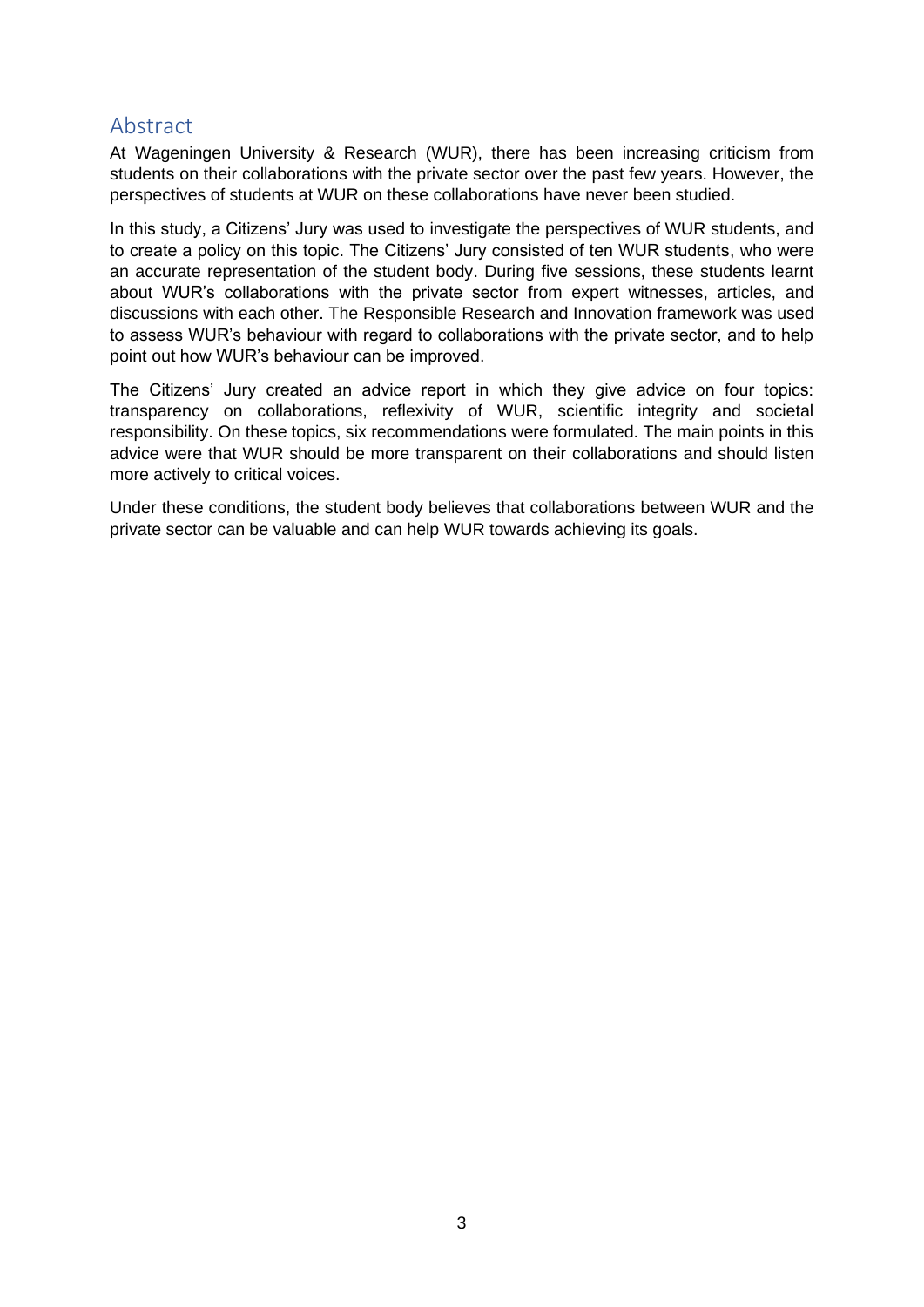## Abstract

At Wageningen University & Research (WUR), there has been increasing criticism from students on their collaborations with the private sector over the past few years. However, the perspectives of students at WUR on these collaborations have never been studied.

In this study, a Citizens' Jury was used to investigate the perspectives of WUR students, and to create a policy on this topic. The Citizens' Jury consisted of ten WUR students, who were an accurate representation of the student body. During five sessions, these students learnt about WUR's collaborations with the private sector from expert witnesses, articles, and discussions with each other. The Responsible Research and Innovation framework was used to assess WUR's behaviour with regard to collaborations with the private sector, and to help point out how WUR's behaviour can be improved.

The Citizens' Jury created an advice report in which they give advice on four topics: transparency on collaborations, reflexivity of WUR, scientific integrity and societal responsibility. On these topics, six recommendations were formulated. The main points in this advice were that WUR should be more transparent on their collaborations and should listen more actively to critical voices.

Under these conditions, the student body believes that collaborations between WUR and the private sector can be valuable and can help WUR towards achieving its goals.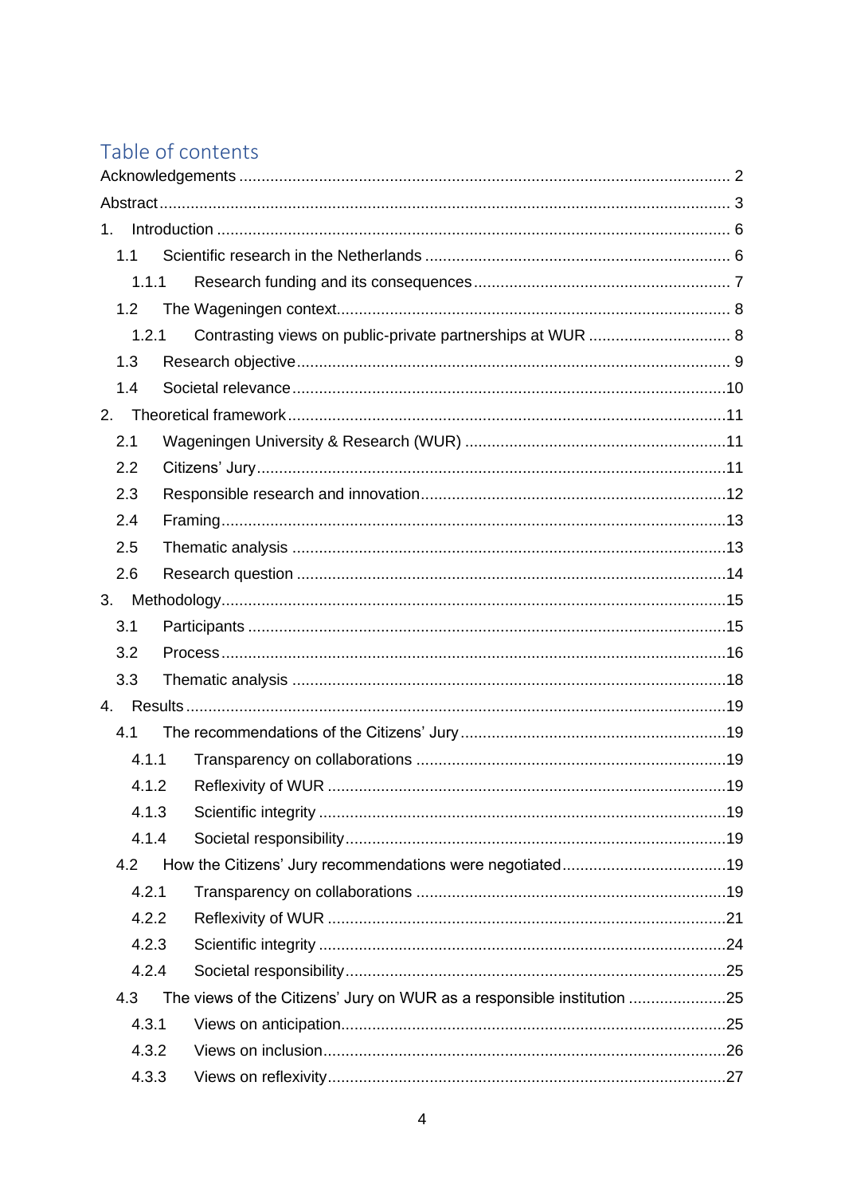# Table of contents

Acknowledgements ..... 2

Abstract ..... 3

1. Introduction ..... 6
   - 1.1 Scientific research in the Netherlands ..... 6
     - 1.1.1 Research funding and its consequences ..... 7
   - 1.2 The Wageningen context ..... 8
     - 1.2.1 Contrasting views on public-private partnerships at WUR ..... 8
   - 1.3 Research objective ..... 9
   - 1.4 Societal relevance ..... 10
2. Theoretical framework ..... 11
   - 2.1 Wageningen University & Research (WUR) ..... 11
   - 2.2 Citizens' Jury ..... 11
   - 2.3 Responsible research and innovation ..... 12
   - 2.4 Framing ..... 13
   - 2.5 Thematic analysis ..... 13
   - 2.6 Research question ..... 14
3. Methodology ..... 15
   - 3.1 Participants ..... 15
   - 3.2 Process ..... 16
   - 3.3 Thematic analysis ..... 18
4. Results ..... 19
   - 4.1 The recommendations of the Citizens' Jury ..... 19
     - 4.1.1 Transparency on collaborations ..... 19
     - 4.1.2 Reflexivity of WUR ..... 19
     - 4.1.3 Scientific integrity ..... 19
     - 4.1.4 Societal responsibility ..... 19
   - 4.2 How the Citizens' Jury recommendations were negotiated ..... 19
     - 4.2.1 Transparency on collaborations ..... 19
     - 4.2.2 Reflexivity of WUR ..... 21
     - 4.2.3 Scientific integrity ..... 24
     - 4.2.4 Societal responsibility ..... 25
   - 4.3 The views of the Citizens' Jury on WUR as a responsible institution ..... 25
     - 4.3.1 Views on anticipation ..... 25
     - 4.3.2 Views on inclusion ..... 26
     - 4.3.3 Views on reflexivity ..... 27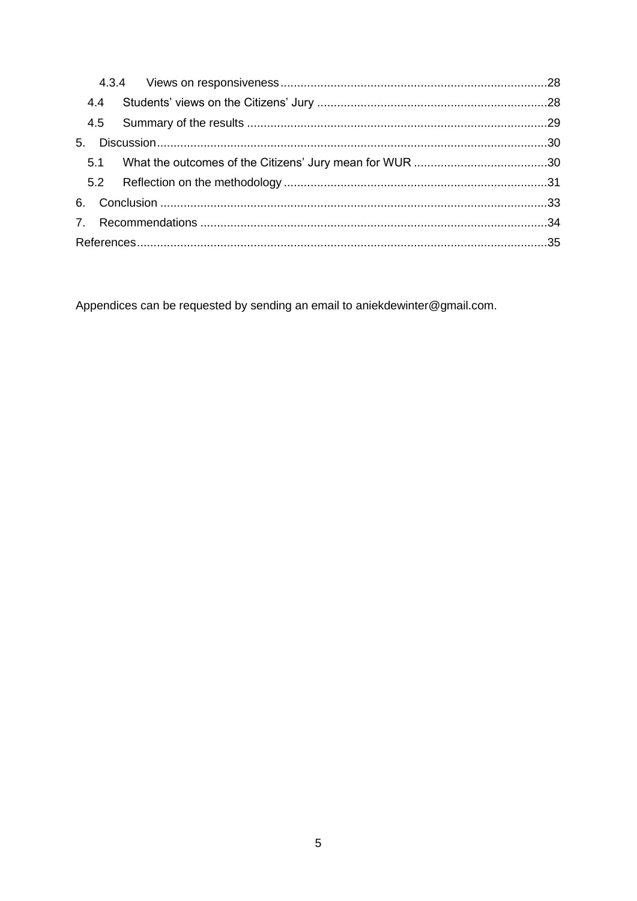- 4.3.4 Views on responsiveness ....... 28
- 4.4 Students' views on the Citizens' Jury ....... 28
- 4.5 Summary of the results ....... 29
- 5. Discussion ....... 30
  - 5.1 What the outcomes of the Citizens' Jury mean for WUR ....... 30
  - 5.2 Reflection on the methodology ....... 31
- 6. Conclusion ....... 33
- 7. Recommendations ....... 34
- References ....... 35

Appendices can be requested by sending an email to aniekdewinter@gmail.com.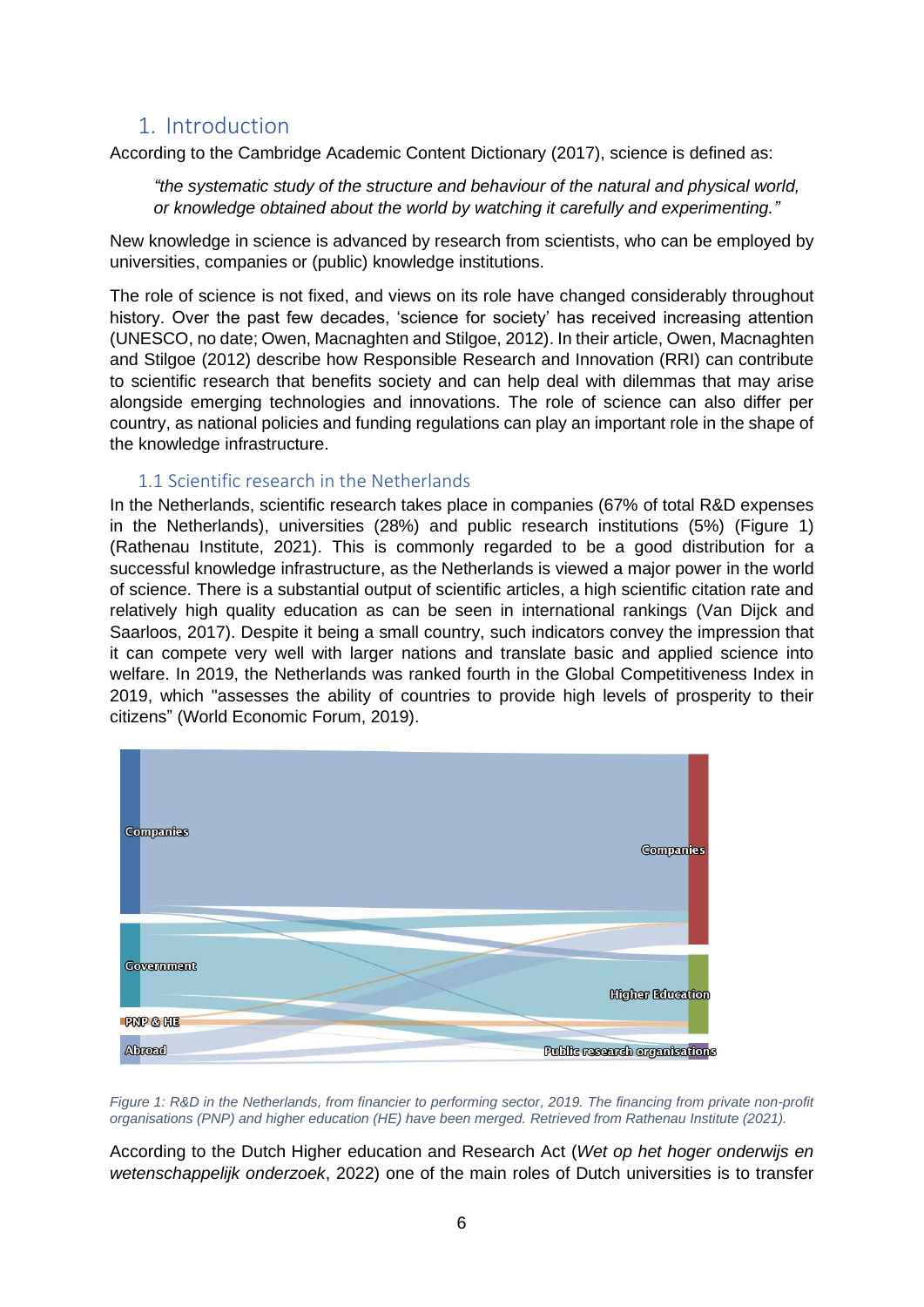## 1. Introduction

According to the Cambridge Academic Content Dictionary (2017), science is defined as:

> *"the systematic study of the structure and behaviour of the natural and physical world, or knowledge obtained about the world by watching it carefully and experimenting."*

New knowledge in science is advanced by research from scientists, who can be employed by universities, companies or (public) knowledge institutions.

The role of science is not fixed, and views on its role have changed considerably throughout history. Over the past few decades, 'science for society' has received increasing attention (UNESCO, no date; Owen, Macnaghten and Stilgoe, 2012). In their article, Owen, Macnaghten and Stilgoe (2012) describe how Responsible Research and Innovation (RRI) can contribute to scientific research that benefits society and can help deal with dilemmas that may arise alongside emerging technologies and innovations. The role of science can also differ per country, as national policies and funding regulations can play an important role in the shape of the knowledge infrastructure.

### 1.1 Scientific research in the Netherlands

In the Netherlands, scientific research takes place in companies (67% of total R&D expenses in the Netherlands), universities (28%) and public research institutions (5%) (Figure 1) (Rathenau Institute, 2021). This is commonly regarded to be a good distribution for a successful knowledge infrastructure, as the Netherlands is viewed a major power in the world of science. There is a substantial output of scientific articles, a high scientific citation rate and relatively high quality education as can be seen in international rankings (Van Dijck and Saarloos, 2017). Despite it being a small country, such indicators convey the impression that it can compete very well with larger nations and translate basic and applied science into welfare. In 2019, the Netherlands was ranked fourth in the Global Competitiveness Index in 2019, which "assesses the ability of countries to provide high levels of prosperity to their citizens" (World Economic Forum, 2019).

*Figure 1: R&D in the Netherlands, from financier to performing sector, 2019. The financing from private non-profit organisations (PNP) and higher education (HE) have been merged. Retrieved from Rathenau Institute (2021).*

According to the Dutch Higher education and Research Act (*Wet op het hoger onderwijs en wetenschappelijk onderzoek*, 2022) one of the main roles of Dutch universities is to transfer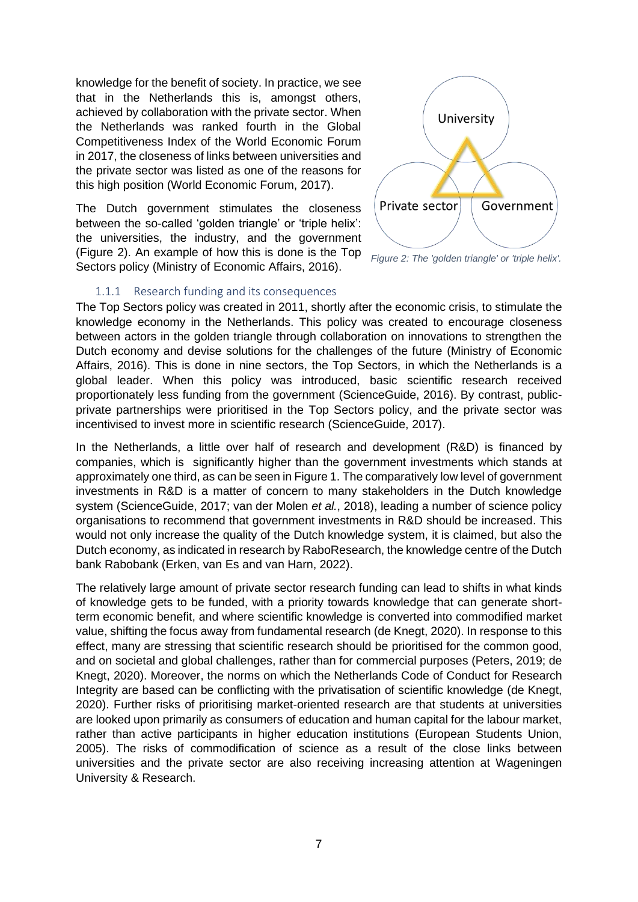knowledge for the benefit of society. In practice, we see that in the Netherlands this is, amongst others, achieved by collaboration with the private sector. When the Netherlands was ranked fourth in the Global Competitiveness Index of the World Economic Forum in 2017, the closeness of links between universities and the private sector was listed as one of the reasons for this high position (World Economic Forum, 2017).

The Dutch government stimulates the closeness between the so-called 'golden triangle' or 'triple helix': the universities, the industry, and the government (Figure 2). An example of how this is done is the Top Sectors policy (Ministry of Economic Affairs, 2016).

University

Private sector

Government

*Figure 2: The 'golden triangle' or 'triple helix'.*

### 1.1.1 Research funding and its consequences

The Top Sectors policy was created in 2011, shortly after the economic crisis, to stimulate the knowledge economy in the Netherlands. This policy was created to encourage closeness between actors in the golden triangle through collaboration on innovations to strengthen the Dutch economy and devise solutions for the challenges of the future (Ministry of Economic Affairs, 2016). This is done in nine sectors, the Top Sectors, in which the Netherlands is a global leader. When this policy was introduced, basic scientific research received proportionately less funding from the government (ScienceGuide, 2016). By contrast, public-private partnerships were prioritised in the Top Sectors policy, and the private sector was incentivised to invest more in scientific research (ScienceGuide, 2017).

In the Netherlands, a little over half of research and development (R&D) is financed by companies, which is significantly higher than the government investments which stands at approximately one third, as can be seen in Figure 1. The comparatively low level of government investments in R&D is a matter of concern to many stakeholders in the Dutch knowledge system (ScienceGuide, 2017; van der Molen *et al.*, 2018), leading a number of science policy organisations to recommend that government investments in R&D should be increased. This would not only increase the quality of the Dutch knowledge system, it is claimed, but also the Dutch economy, as indicated in research by RaboResearch, the knowledge centre of the Dutch bank Rabobank (Erken, van Es and van Harn, 2022).

The relatively large amount of private sector research funding can lead to shifts in what kinds of knowledge gets to be funded, with a priority towards knowledge that can generate short-term economic benefit, and where scientific knowledge is converted into commodified market value, shifting the focus away from fundamental research (de Knegt, 2020). In response to this effect, many are stressing that scientific research should be prioritised for the common good, and on societal and global challenges, rather than for commercial purposes (Peters, 2019; de Knegt, 2020). Moreover, the norms on which the Netherlands Code of Conduct for Research Integrity are based can be conflicting with the privatisation of scientific knowledge (de Knegt, 2020). Further risks of prioritising market-oriented research are that students at universities are looked upon primarily as consumers of education and human capital for the labour market, rather than active participants in higher education institutions (European Students Union, 2005). The risks of commodification of science as a result of the close links between universities and the private sector are also receiving increasing attention at Wageningen University & Research.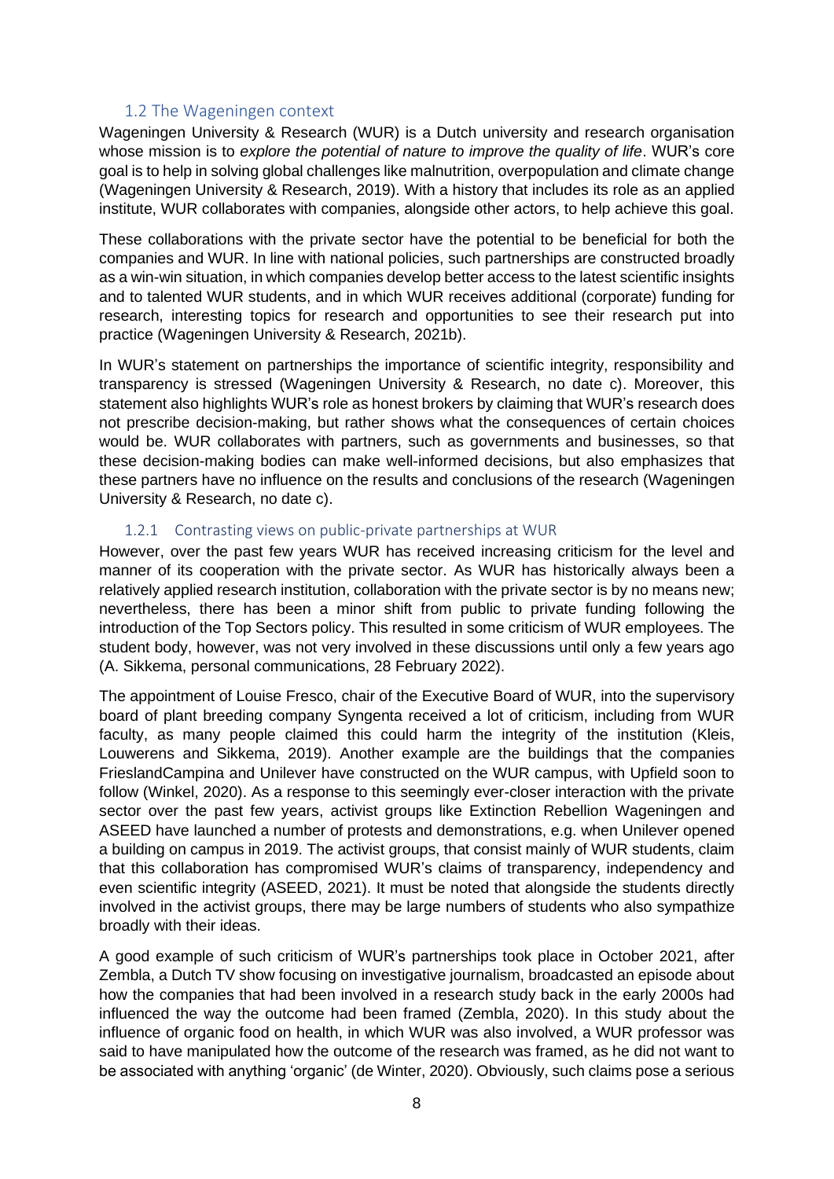## 1.2 The Wageningen context

Wageningen University & Research (WUR) is a Dutch university and research organisation whose mission is to *explore the potential of nature to improve the quality of life*. WUR's core goal is to help in solving global challenges like malnutrition, overpopulation and climate change (Wageningen University & Research, 2019). With a history that includes its role as an applied institute, WUR collaborates with companies, alongside other actors, to help achieve this goal.

These collaborations with the private sector have the potential to be beneficial for both the companies and WUR. In line with national policies, such partnerships are constructed broadly as a win-win situation, in which companies develop better access to the latest scientific insights and to talented WUR students, and in which WUR receives additional (corporate) funding for research, interesting topics for research and opportunities to see their research put into practice (Wageningen University & Research, 2021b).

In WUR's statement on partnerships the importance of scientific integrity, responsibility and transparency is stressed (Wageningen University & Research, no date c). Moreover, this statement also highlights WUR's role as honest brokers by claiming that WUR's research does not prescribe decision-making, but rather shows what the consequences of certain choices would be. WUR collaborates with partners, such as governments and businesses, so that these decision-making bodies can make well-informed decisions, but also emphasizes that these partners have no influence on the results and conclusions of the research (Wageningen University & Research, no date c).

### 1.2.1 Contrasting views on public-private partnerships at WUR

However, over the past few years WUR has received increasing criticism for the level and manner of its cooperation with the private sector. As WUR has historically always been a relatively applied research institution, collaboration with the private sector is by no means new; nevertheless, there has been a minor shift from public to private funding following the introduction of the Top Sectors policy. This resulted in some criticism of WUR employees. The student body, however, was not very involved in these discussions until only a few years ago (A. Sikkema, personal communications, 28 February 2022).

The appointment of Louise Fresco, chair of the Executive Board of WUR, into the supervisory board of plant breeding company Syngenta received a lot of criticism, including from WUR faculty, as many people claimed this could harm the integrity of the institution (Kleis, Louwerens and Sikkema, 2019). Another example are the buildings that the companies FrieslandCampina and Unilever have constructed on the WUR campus, with Upfield soon to follow (Winkel, 2020). As a response to this seemingly ever-closer interaction with the private sector over the past few years, activist groups like Extinction Rebellion Wageningen and ASEED have launched a number of protests and demonstrations, e.g. when Unilever opened a building on campus in 2019. The activist groups, that consist mainly of WUR students, claim that this collaboration has compromised WUR's claims of transparency, independency and even scientific integrity (ASEED, 2021). It must be noted that alongside the students directly involved in the activist groups, there may be large numbers of students who also sympathize broadly with their ideas.

A good example of such criticism of WUR's partnerships took place in October 2021, after Zembla, a Dutch TV show focusing on investigative journalism, broadcasted an episode about how the companies that had been involved in a research study back in the early 2000s had influenced the way the outcome had been framed (Zembla, 2020). In this study about the influence of organic food on health, in which WUR was also involved, a WUR professor was said to have manipulated how the outcome of the research was framed, as he did not want to be associated with anything 'organic' (de Winter, 2020). Obviously, such claims pose a serious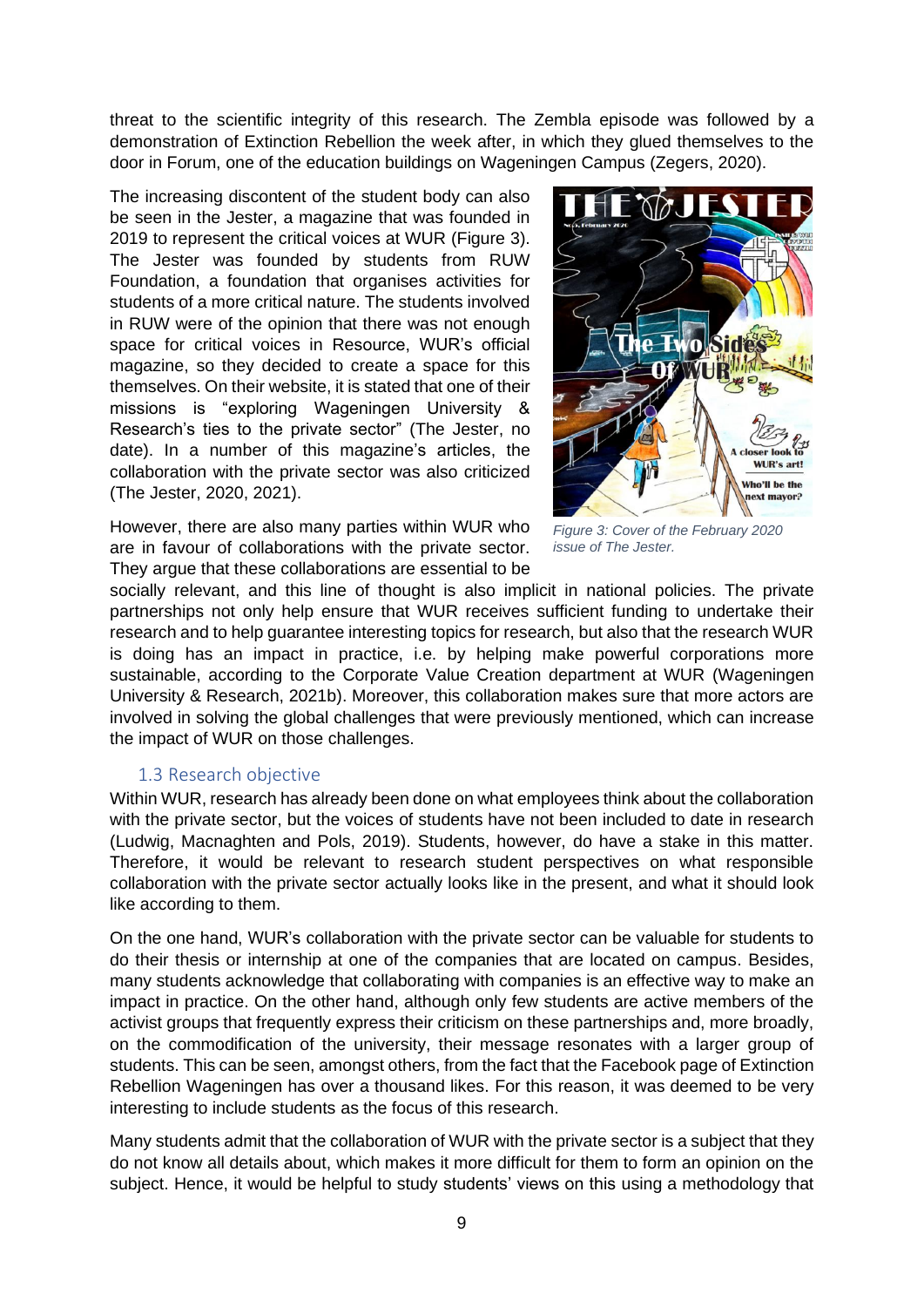threat to the scientific integrity of this research. The Zembla episode was followed by a demonstration of Extinction Rebellion the week after, in which they glued themselves to the door in Forum, one of the education buildings on Wageningen Campus (Zegers, 2020).

The increasing discontent of the student body can also be seen in the Jester, a magazine that was founded in 2019 to represent the critical voices at WUR (Figure 3). The Jester was founded by students from RUW Foundation, a foundation that organises activities for students of a more critical nature. The students involved in RUW were of the opinion that there was not enough space for critical voices in Resource, WUR's official magazine, so they decided to create a space for this themselves. On their website, it is stated that one of their missions is "exploring Wageningen University & Research's ties to the private sector" (The Jester, no date). In a number of this magazine's articles, the collaboration with the private sector was also criticized (The Jester, 2020, 2021).

*Figure 3: Cover of the February 2020 issue of The Jester.*

However, there are also many parties within WUR who are in favour of collaborations with the private sector. They argue that these collaborations are essential to be socially relevant, and this line of thought is also implicit in national policies. The private partnerships not only help ensure that WUR receives sufficient funding to undertake their research and to help guarantee interesting topics for research, but also that the research WUR is doing has an impact in practice, i.e. by helping make powerful corporations more sustainable, according to the Corporate Value Creation department at WUR (Wageningen University & Research, 2021b). Moreover, this collaboration makes sure that more actors are involved in solving the global challenges that were previously mentioned, which can increase the impact of WUR on those challenges.

### 1.3 Research objective

Within WUR, research has already been done on what employees think about the collaboration with the private sector, but the voices of students have not been included to date in research (Ludwig, Macnaghten and Pols, 2019). Students, however, do have a stake in this matter. Therefore, it would be relevant to research student perspectives on what responsible collaboration with the private sector actually looks like in the present, and what it should look like according to them.

On the one hand, WUR's collaboration with the private sector can be valuable for students to do their thesis or internship at one of the companies that are located on campus. Besides, many students acknowledge that collaborating with companies is an effective way to make an impact in practice. On the other hand, although only few students are active members of the activist groups that frequently express their criticism on these partnerships and, more broadly, on the commodification of the university, their message resonates with a larger group of students. This can be seen, amongst others, from the fact that the Facebook page of Extinction Rebellion Wageningen has over a thousand likes. For this reason, it was deemed to be very interesting to include students as the focus of this research.

Many students admit that the collaboration of WUR with the private sector is a subject that they do not know all details about, which makes it more difficult for them to form an opinion on the subject. Hence, it would be helpful to study students' views on this using a methodology that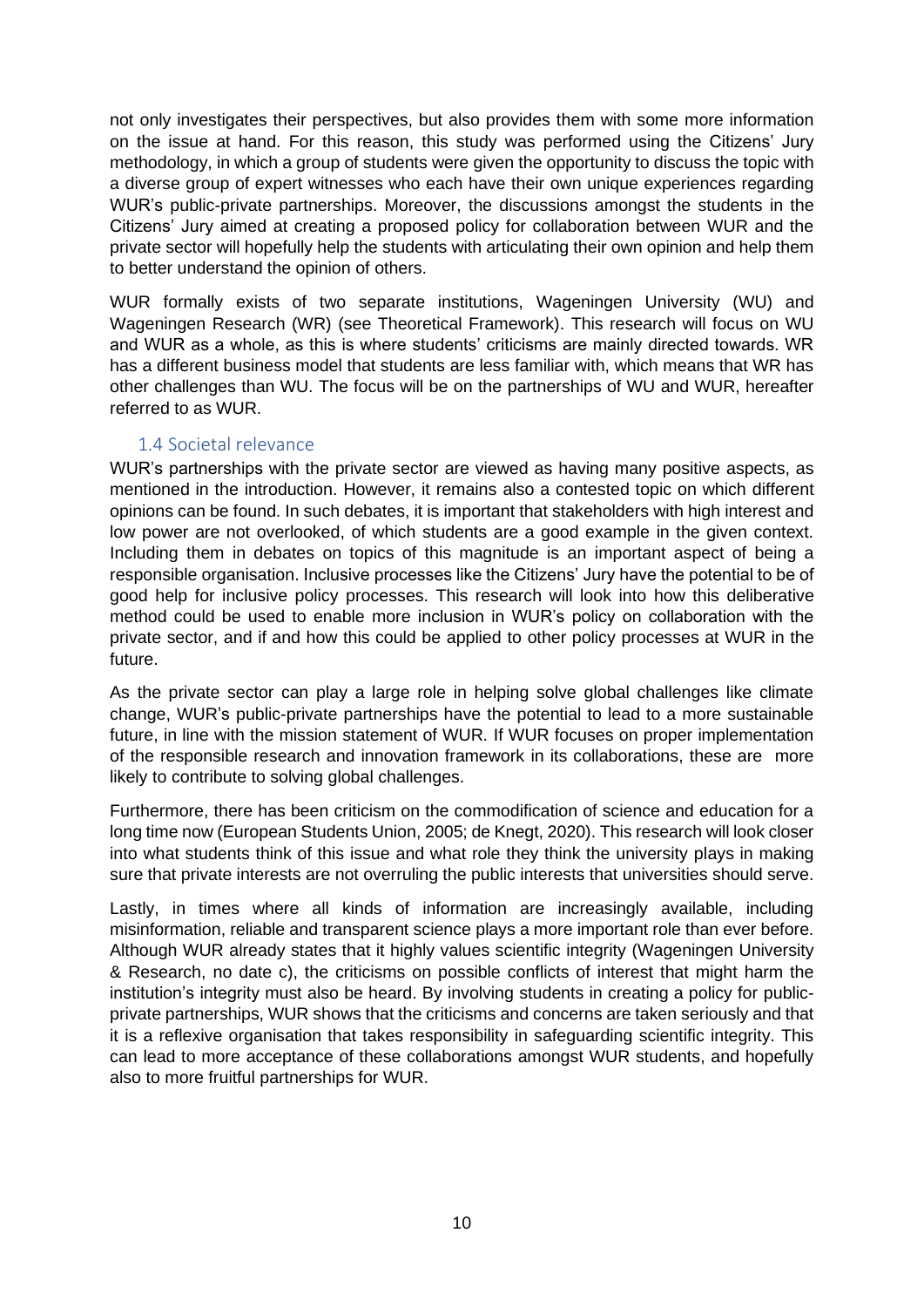not only investigates their perspectives, but also provides them with some more information on the issue at hand. For this reason, this study was performed using the Citizens' Jury methodology, in which a group of students were given the opportunity to discuss the topic with a diverse group of expert witnesses who each have their own unique experiences regarding WUR's public-private partnerships. Moreover, the discussions amongst the students in the Citizens' Jury aimed at creating a proposed policy for collaboration between WUR and the private sector will hopefully help the students with articulating their own opinion and help them to better understand the opinion of others.

WUR formally exists of two separate institutions, Wageningen University (WU) and Wageningen Research (WR) (see Theoretical Framework). This research will focus on WU and WUR as a whole, as this is where students' criticisms are mainly directed towards. WR has a different business model that students are less familiar with, which means that WR has other challenges than WU. The focus will be on the partnerships of WU and WUR, hereafter referred to as WUR.

### 1.4 Societal relevance

WUR's partnerships with the private sector are viewed as having many positive aspects, as mentioned in the introduction. However, it remains also a contested topic on which different opinions can be found. In such debates, it is important that stakeholders with high interest and low power are not overlooked, of which students are a good example in the given context. Including them in debates on topics of this magnitude is an important aspect of being a responsible organisation. Inclusive processes like the Citizens' Jury have the potential to be of good help for inclusive policy processes. This research will look into how this deliberative method could be used to enable more inclusion in WUR's policy on collaboration with the private sector, and if and how this could be applied to other policy processes at WUR in the future.

As the private sector can play a large role in helping solve global challenges like climate change, WUR's public-private partnerships have the potential to lead to a more sustainable future, in line with the mission statement of WUR. If WUR focuses on proper implementation of the responsible research and innovation framework in its collaborations, these are more likely to contribute to solving global challenges.

Furthermore, there has been criticism on the commodification of science and education for a long time now (European Students Union, 2005; de Knegt, 2020). This research will look closer into what students think of this issue and what role they think the university plays in making sure that private interests are not overruling the public interests that universities should serve.

Lastly, in times where all kinds of information are increasingly available, including misinformation, reliable and transparent science plays a more important role than ever before. Although WUR already states that it highly values scientific integrity (Wageningen University & Research, no date c), the criticisms on possible conflicts of interest that might harm the institution's integrity must also be heard. By involving students in creating a policy for public-private partnerships, WUR shows that the criticisms and concerns are taken seriously and that it is a reflexive organisation that takes responsibility in safeguarding scientific integrity. This can lead to more acceptance of these collaborations amongst WUR students, and hopefully also to more fruitful partnerships for WUR.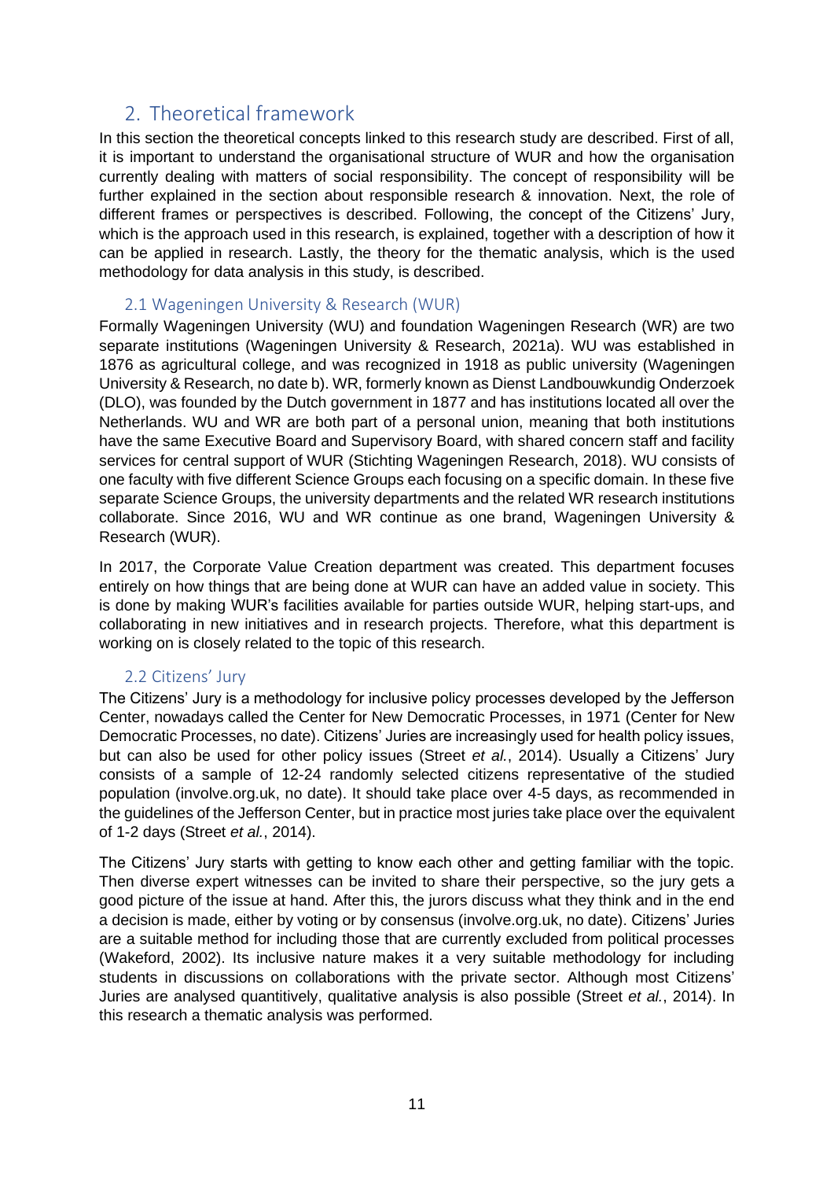## 2. Theoretical framework

In this section the theoretical concepts linked to this research study are described. First of all, it is important to understand the organisational structure of WUR and how the organisation currently dealing with matters of social responsibility. The concept of responsibility will be further explained in the section about responsible research & innovation. Next, the role of different frames or perspectives is described. Following, the concept of the Citizens' Jury, which is the approach used in this research, is explained, together with a description of how it can be applied in research. Lastly, the theory for the thematic analysis, which is the used methodology for data analysis in this study, is described.

### 2.1 Wageningen University & Research (WUR)

Formally Wageningen University (WU) and foundation Wageningen Research (WR) are two separate institutions (Wageningen University & Research, 2021a). WU was established in 1876 as agricultural college, and was recognized in 1918 as public university (Wageningen University & Research, no date b). WR, formerly known as Dienst Landbouwkundig Onderzoek (DLO), was founded by the Dutch government in 1877 and has institutions located all over the Netherlands. WU and WR are both part of a personal union, meaning that both institutions have the same Executive Board and Supervisory Board, with shared concern staff and facility services for central support of WUR (Stichting Wageningen Research, 2018). WU consists of one faculty with five different Science Groups each focusing on a specific domain. In these five separate Science Groups, the university departments and the related WR research institutions collaborate. Since 2016, WU and WR continue as one brand, Wageningen University & Research (WUR).

In 2017, the Corporate Value Creation department was created. This department focuses entirely on how things that are being done at WUR can have an added value in society. This is done by making WUR's facilities available for parties outside WUR, helping start-ups, and collaborating in new initiatives and in research projects. Therefore, what this department is working on is closely related to the topic of this research.

### 2.2 Citizens' Jury

The Citizens' Jury is a methodology for inclusive policy processes developed by the Jefferson Center, nowadays called the Center for New Democratic Processes, in 1971 (Center for New Democratic Processes, no date). Citizens' Juries are increasingly used for health policy issues, but can also be used for other policy issues (Street *et al.*, 2014). Usually a Citizens' Jury consists of a sample of 12-24 randomly selected citizens representative of the studied population (involve.org.uk, no date). It should take place over 4-5 days, as recommended in the guidelines of the Jefferson Center, but in practice most juries take place over the equivalent of 1-2 days (Street *et al.*, 2014).

The Citizens' Jury starts with getting to know each other and getting familiar with the topic. Then diverse expert witnesses can be invited to share their perspective, so the jury gets a good picture of the issue at hand. After this, the jurors discuss what they think and in the end a decision is made, either by voting or by consensus (involve.org.uk, no date). Citizens' Juries are a suitable method for including those that are currently excluded from political processes (Wakeford, 2002). Its inclusive nature makes it a very suitable methodology for including students in discussions on collaborations with the private sector. Although most Citizens' Juries are analysed quantitively, qualitative analysis is also possible (Street *et al.*, 2014). In this research a thematic analysis was performed.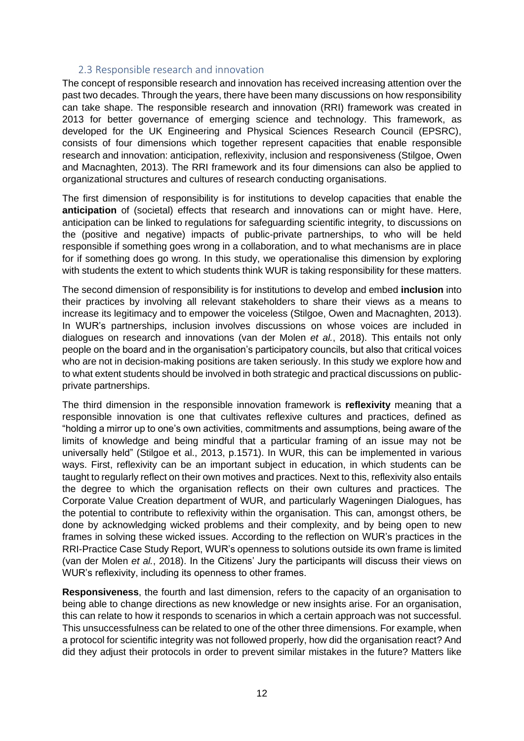### 2.3 Responsible research and innovation

The concept of responsible research and innovation has received increasing attention over the past two decades. Through the years, there have been many discussions on how responsibility can take shape. The responsible research and innovation (RRI) framework was created in 2013 for better governance of emerging science and technology. This framework, as developed for the UK Engineering and Physical Sciences Research Council (EPSRC), consists of four dimensions which together represent capacities that enable responsible research and innovation: anticipation, reflexivity, inclusion and responsiveness (Stilgoe, Owen and Macnaghten, 2013). The RRI framework and its four dimensions can also be applied to organizational structures and cultures of research conducting organisations.

The first dimension of responsibility is for institutions to develop capacities that enable the **anticipation** of (societal) effects that research and innovations can or might have. Here, anticipation can be linked to regulations for safeguarding scientific integrity, to discussions on the (positive and negative) impacts of public-private partnerships, to who will be held responsible if something goes wrong in a collaboration, and to what mechanisms are in place for if something does go wrong. In this study, we operationalise this dimension by exploring with students the extent to which students think WUR is taking responsibility for these matters.

The second dimension of responsibility is for institutions to develop and embed **inclusion** into their practices by involving all relevant stakeholders to share their views as a means to increase its legitimacy and to empower the voiceless (Stilgoe, Owen and Macnaghten, 2013). In WUR's partnerships, inclusion involves discussions on whose voices are included in dialogues on research and innovations (van der Molen *et al.*, 2018). This entails not only people on the board and in the organisation's participatory councils, but also that critical voices who are not in decision-making positions are taken seriously. In this study we explore how and to what extent students should be involved in both strategic and practical discussions on public-private partnerships.

The third dimension in the responsible innovation framework is **reflexivity** meaning that a responsible innovation is one that cultivates reflexive cultures and practices, defined as "holding a mirror up to one's own activities, commitments and assumptions, being aware of the limits of knowledge and being mindful that a particular framing of an issue may not be universally held" (Stilgoe et al., 2013, p.1571). In WUR, this can be implemented in various ways. First, reflexivity can be an important subject in education, in which students can be taught to regularly reflect on their own motives and practices. Next to this, reflexivity also entails the degree to which the organisation reflects on their own cultures and practices. The Corporate Value Creation department of WUR, and particularly Wageningen Dialogues, has the potential to contribute to reflexivity within the organisation. This can, amongst others, be done by acknowledging wicked problems and their complexity, and by being open to new frames in solving these wicked issues. According to the reflection on WUR's practices in the RRI-Practice Case Study Report, WUR's openness to solutions outside its own frame is limited (van der Molen *et al.*, 2018). In the Citizens' Jury the participants will discuss their views on WUR's reflexivity, including its openness to other frames.

**Responsiveness**, the fourth and last dimension, refers to the capacity of an organisation to being able to change directions as new knowledge or new insights arise. For an organisation, this can relate to how it responds to scenarios in which a certain approach was not successful. This unsuccessfulness can be related to one of the other three dimensions. For example, when a protocol for scientific integrity was not followed properly, how did the organisation react? And did they adjust their protocols in order to prevent similar mistakes in the future? Matters like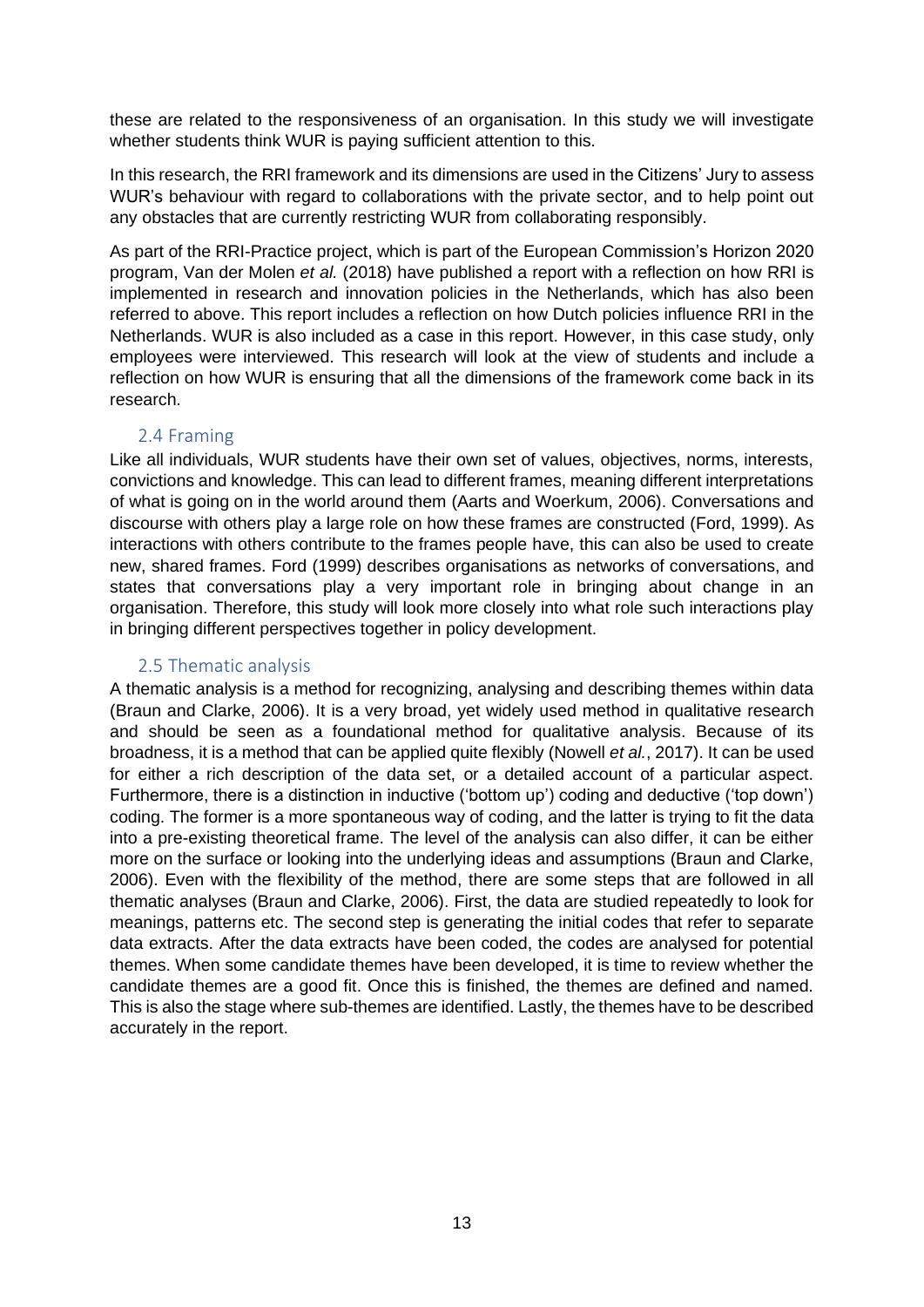these are related to the responsiveness of an organisation. In this study we will investigate whether students think WUR is paying sufficient attention to this.

In this research, the RRI framework and its dimensions are used in the Citizens' Jury to assess WUR's behaviour with regard to collaborations with the private sector, and to help point out any obstacles that are currently restricting WUR from collaborating responsibly.

As part of the RRI-Practice project, which is part of the European Commission's Horizon 2020 program, Van der Molen *et al.* (2018) have published a report with a reflection on how RRI is implemented in research and innovation policies in the Netherlands, which has also been referred to above. This report includes a reflection on how Dutch policies influence RRI in the Netherlands. WUR is also included as a case in this report. However, in this case study, only employees were interviewed. This research will look at the view of students and include a reflection on how WUR is ensuring that all the dimensions of the framework come back in its research.

## 2.4 Framing

Like all individuals, WUR students have their own set of values, objectives, norms, interests, convictions and knowledge. This can lead to different frames, meaning different interpretations of what is going on in the world around them (Aarts and Woerkum, 2006). Conversations and discourse with others play a large role on how these frames are constructed (Ford, 1999). As interactions with others contribute to the frames people have, this can also be used to create new, shared frames. Ford (1999) describes organisations as networks of conversations, and states that conversations play a very important role in bringing about change in an organisation. Therefore, this study will look more closely into what role such interactions play in bringing different perspectives together in policy development.

## 2.5 Thematic analysis

A thematic analysis is a method for recognizing, analysing and describing themes within data (Braun and Clarke, 2006). It is a very broad, yet widely used method in qualitative research and should be seen as a foundational method for qualitative analysis. Because of its broadness, it is a method that can be applied quite flexibly (Nowell *et al.*, 2017). It can be used for either a rich description of the data set, or a detailed account of a particular aspect. Furthermore, there is a distinction in inductive ('bottom up') coding and deductive ('top down') coding. The former is a more spontaneous way of coding, and the latter is trying to fit the data into a pre-existing theoretical frame. The level of the analysis can also differ, it can be either more on the surface or looking into the underlying ideas and assumptions (Braun and Clarke, 2006). Even with the flexibility of the method, there are some steps that are followed in all thematic analyses (Braun and Clarke, 2006). First, the data are studied repeatedly to look for meanings, patterns etc. The second step is generating the initial codes that refer to separate data extracts. After the data extracts have been coded, the codes are analysed for potential themes. When some candidate themes have been developed, it is time to review whether the candidate themes are a good fit. Once this is finished, the themes are defined and named. This is also the stage where sub-themes are identified. Lastly, the themes have to be described accurately in the report.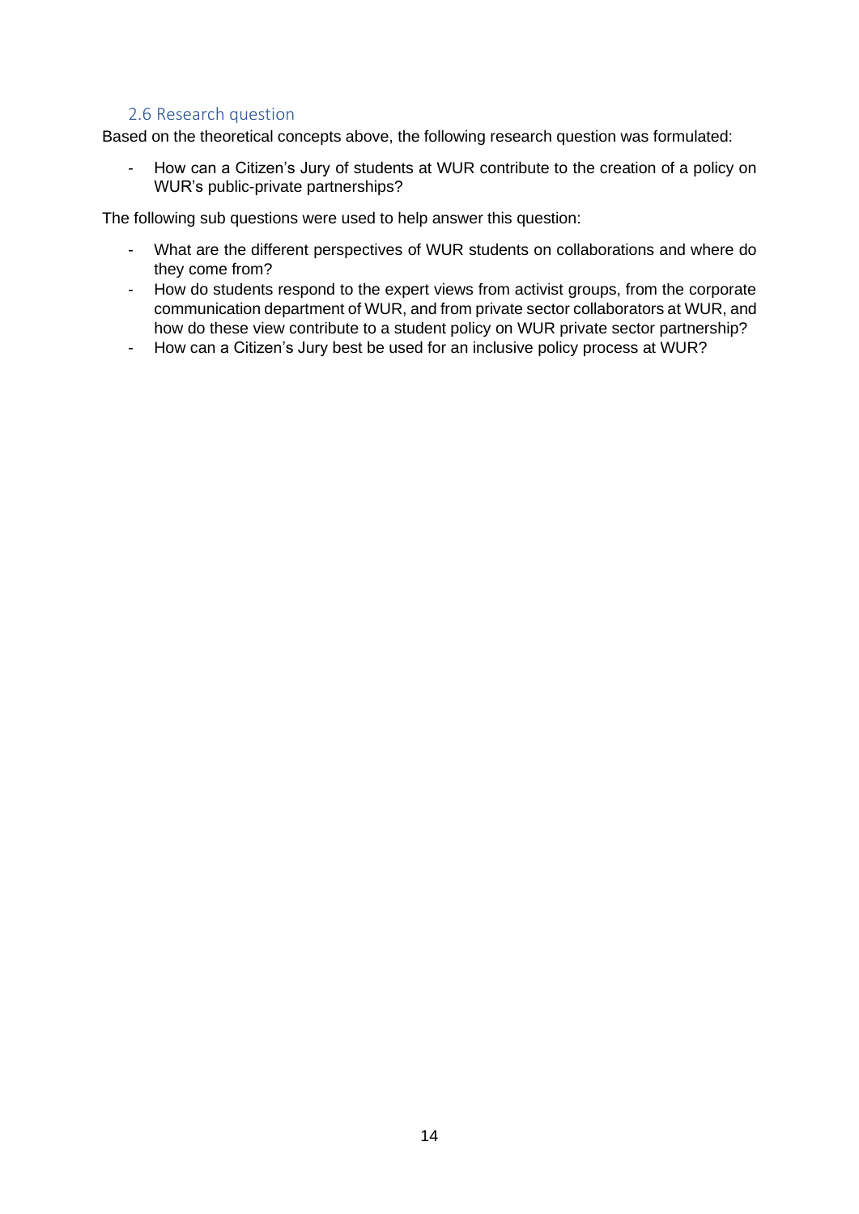## 2.6 Research question

Based on the theoretical concepts above, the following research question was formulated:

- How can a Citizen's Jury of students at WUR contribute to the creation of a policy on WUR's public-private partnerships?

The following sub questions were used to help answer this question:

- What are the different perspectives of WUR students on collaborations and where do they come from?
- How do students respond to the expert views from activist groups, from the corporate communication department of WUR, and from private sector collaborators at WUR, and how do these view contribute to a student policy on WUR private sector partnership?
- How can a Citizen's Jury best be used for an inclusive policy process at WUR?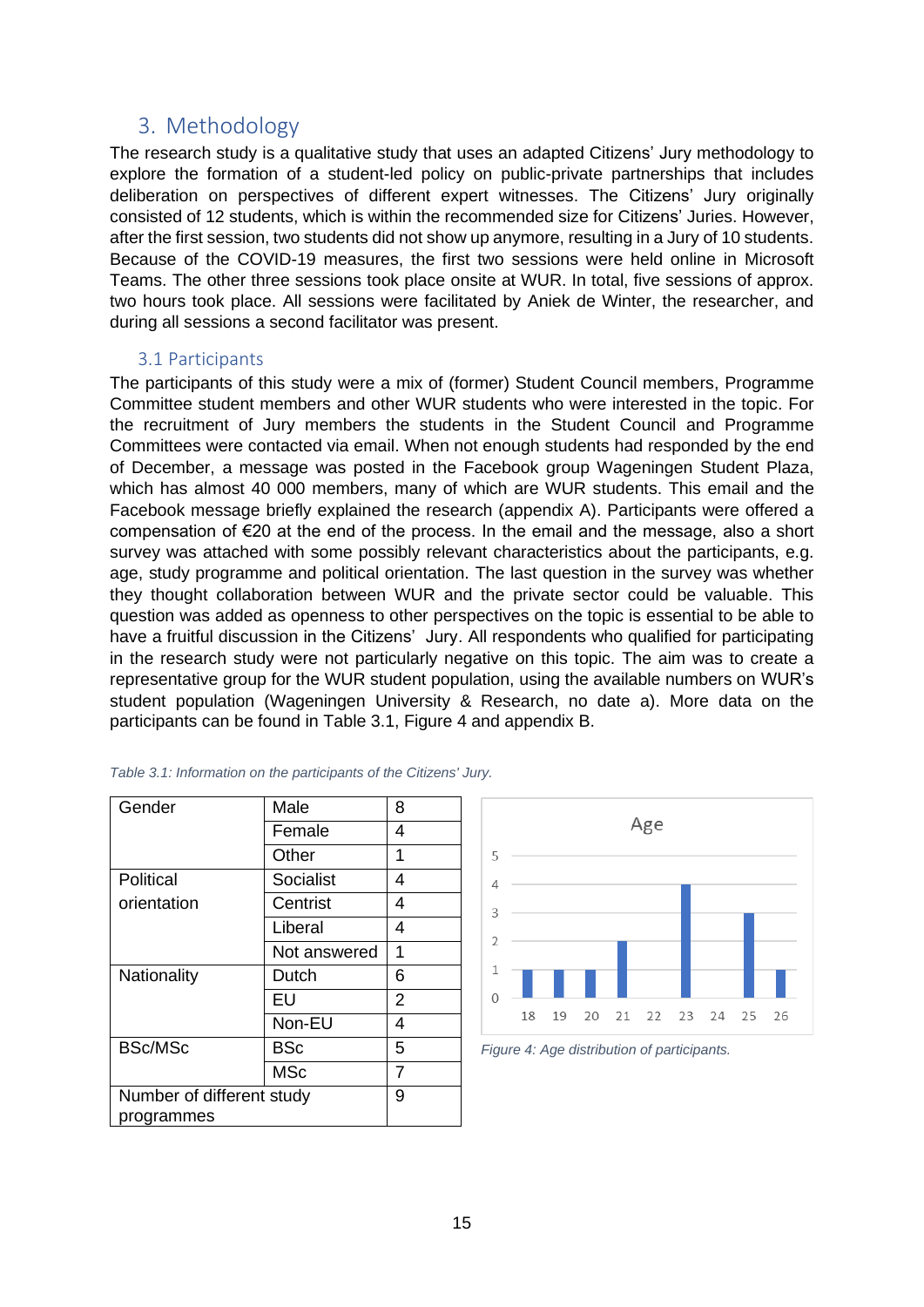## 3. Methodology

The research study is a qualitative study that uses an adapted Citizens' Jury methodology to explore the formation of a student-led policy on public-private partnerships that includes deliberation on perspectives of different expert witnesses. The Citizens' Jury originally consisted of 12 students, which is within the recommended size for Citizens' Juries. However, after the first session, two students did not show up anymore, resulting in a Jury of 10 students. Because of the COVID-19 measures, the first two sessions were held online in Microsoft Teams. The other three sessions took place onsite at WUR. In total, five sessions of approx. two hours took place. All sessions were facilitated by Aniek de Winter, the researcher, and during all sessions a second facilitator was present.

### 3.1 Participants

The participants of this study were a mix of (former) Student Council members, Programme Committee student members and other WUR students who were interested in the topic. For the recruitment of Jury members the students in the Student Council and Programme Committees were contacted via email. When not enough students had responded by the end of December, a message was posted in the Facebook group Wageningen Student Plaza, which has almost 40 000 members, many of which are WUR students. This email and the Facebook message briefly explained the research (appendix A). Participants were offered a compensation of €20 at the end of the process. In the email and the message, also a short survey was attached with some possibly relevant characteristics about the participants, e.g. age, study programme and political orientation. The last question in the survey was whether they thought collaboration between WUR and the private sector could be valuable. This question was added as openness to other perspectives on the topic is essential to be able to have a fruitful discussion in the Citizens' Jury. All respondents who qualified for participating in the research study were not particularly negative on this topic. The aim was to create a representative group for the WUR student population, using the available numbers on WUR's student population (Wageningen University & Research, no date a). More data on the participants can be found in Table 3.1, Figure 4 and appendix B.

*Table 3.1: Information on the participants of the Citizens' Jury.*

| | | |
|---|---|---|
| Gender | Male | 8 |
| | Female | 4 |
| | Other | 1 |
| Political orientation | Socialist | 4 |
| | Centrist | 4 |
| | Liberal | 4 |
| | Not answered | 1 |
| Nationality | Dutch | 6 |
| | EU | 2 |
| | Non-EU | 4 |
| BSc/MSc | BSc | 5 |
| | MSc | 7 |
| Number of different study programmes | | 9 |

*Figure 4: Age distribution of participants.*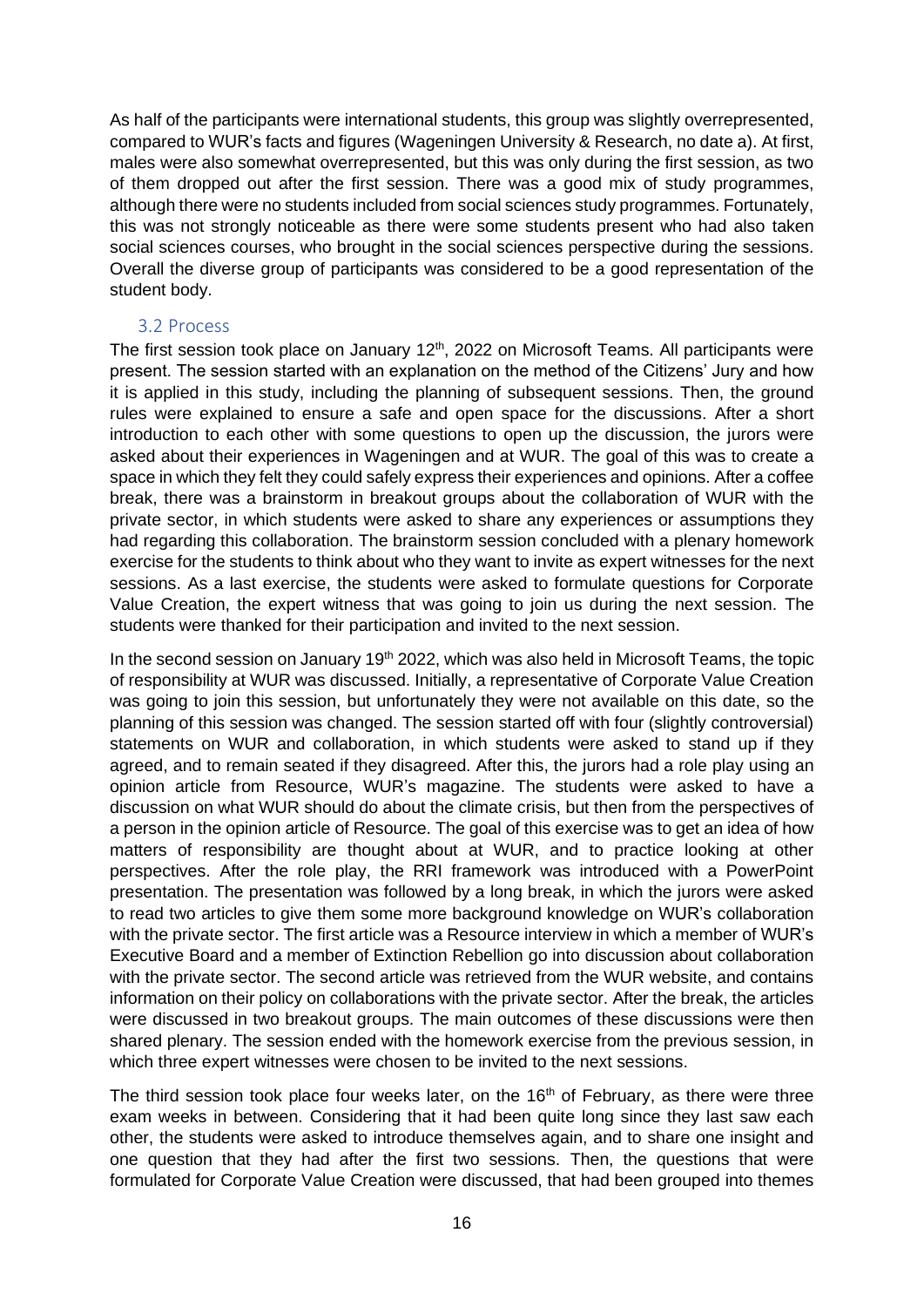As half of the participants were international students, this group was slightly overrepresented, compared to WUR's facts and figures (Wageningen University & Research, no date a). At first, males were also somewhat overrepresented, but this was only during the first session, as two of them dropped out after the first session. There was a good mix of study programmes, although there were no students included from social sciences study programmes. Fortunately, this was not strongly noticeable as there were some students present who had also taken social sciences courses, who brought in the social sciences perspective during the sessions. Overall the diverse group of participants was considered to be a good representation of the student body.

### 3.2 Process

The first session took place on January 12th, 2022 on Microsoft Teams. All participants were present. The session started with an explanation on the method of the Citizens' Jury and how it is applied in this study, including the planning of subsequent sessions. Then, the ground rules were explained to ensure a safe and open space for the discussions. After a short introduction to each other with some questions to open up the discussion, the jurors were asked about their experiences in Wageningen and at WUR. The goal of this was to create a space in which they felt they could safely express their experiences and opinions. After a coffee break, there was a brainstorm in breakout groups about the collaboration of WUR with the private sector, in which students were asked to share any experiences or assumptions they had regarding this collaboration. The brainstorm session concluded with a plenary homework exercise for the students to think about who they want to invite as expert witnesses for the next sessions. As a last exercise, the students were asked to formulate questions for Corporate Value Creation, the expert witness that was going to join us during the next session. The students were thanked for their participation and invited to the next session.

In the second session on January 19th 2022, which was also held in Microsoft Teams, the topic of responsibility at WUR was discussed. Initially, a representative of Corporate Value Creation was going to join this session, but unfortunately they were not available on this date, so the planning of this session was changed. The session started off with four (slightly controversial) statements on WUR and collaboration, in which students were asked to stand up if they agreed, and to remain seated if they disagreed. After this, the jurors had a role play using an opinion article from Resource, WUR's magazine. The students were asked to have a discussion on what WUR should do about the climate crisis, but then from the perspectives of a person in the opinion article of Resource. The goal of this exercise was to get an idea of how matters of responsibility are thought about at WUR, and to practice looking at other perspectives. After the role play, the RRI framework was introduced with a PowerPoint presentation. The presentation was followed by a long break, in which the jurors were asked to read two articles to give them some more background knowledge on WUR's collaboration with the private sector. The first article was a Resource interview in which a member of WUR's Executive Board and a member of Extinction Rebellion go into discussion about collaboration with the private sector. The second article was retrieved from the WUR website, and contains information on their policy on collaborations with the private sector. After the break, the articles were discussed in two breakout groups. The main outcomes of these discussions were then shared plenary. The session ended with the homework exercise from the previous session, in which three expert witnesses were chosen to be invited to the next sessions.

The third session took place four weeks later, on the 16th of February, as there were three exam weeks in between. Considering that it had been quite long since they last saw each other, the students were asked to introduce themselves again, and to share one insight and one question that they had after the first two sessions. Then, the questions that were formulated for Corporate Value Creation were discussed, that had been grouped into themes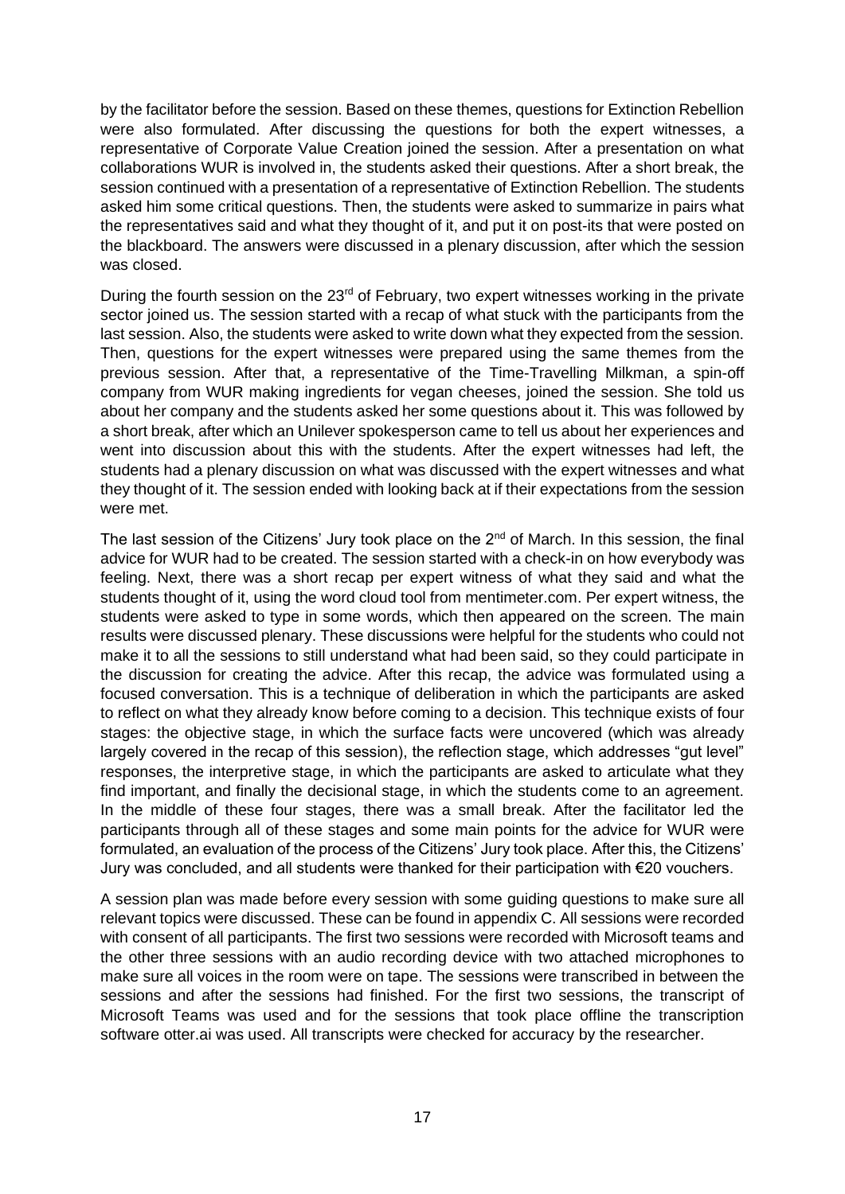by the facilitator before the session. Based on these themes, questions for Extinction Rebellion were also formulated. After discussing the questions for both the expert witnesses, a representative of Corporate Value Creation joined the session. After a presentation on what collaborations WUR is involved in, the students asked their questions. After a short break, the session continued with a presentation of a representative of Extinction Rebellion. The students asked him some critical questions. Then, the students were asked to summarize in pairs what the representatives said and what they thought of it, and put it on post-its that were posted on the blackboard. The answers were discussed in a plenary discussion, after which the session was closed.

During the fourth session on the 23rd of February, two expert witnesses working in the private sector joined us. The session started with a recap of what stuck with the participants from the last session. Also, the students were asked to write down what they expected from the session. Then, questions for the expert witnesses were prepared using the same themes from the previous session. After that, a representative of the Time-Travelling Milkman, a spin-off company from WUR making ingredients for vegan cheeses, joined the session. She told us about her company and the students asked her some questions about it. This was followed by a short break, after which an Unilever spokesperson came to tell us about her experiences and went into discussion about this with the students. After the expert witnesses had left, the students had a plenary discussion on what was discussed with the expert witnesses and what they thought of it. The session ended with looking back at if their expectations from the session were met.

The last session of the Citizens' Jury took place on the 2nd of March. In this session, the final advice for WUR had to be created. The session started with a check-in on how everybody was feeling. Next, there was a short recap per expert witness of what they said and what the students thought of it, using the word cloud tool from mentimeter.com. Per expert witness, the students were asked to type in some words, which then appeared on the screen. The main results were discussed plenary. These discussions were helpful for the students who could not make it to all the sessions to still understand what had been said, so they could participate in the discussion for creating the advice. After this recap, the advice was formulated using a focused conversation. This is a technique of deliberation in which the participants are asked to reflect on what they already know before coming to a decision. This technique exists of four stages: the objective stage, in which the surface facts were uncovered (which was already largely covered in the recap of this session), the reflection stage, which addresses "gut level" responses, the interpretive stage, in which the participants are asked to articulate what they find important, and finally the decisional stage, in which the students come to an agreement. In the middle of these four stages, there was a small break. After the facilitator led the participants through all of these stages and some main points for the advice for WUR were formulated, an evaluation of the process of the Citizens' Jury took place. After this, the Citizens' Jury was concluded, and all students were thanked for their participation with €20 vouchers.

A session plan was made before every session with some guiding questions to make sure all relevant topics were discussed. These can be found in appendix C. All sessions were recorded with consent of all participants. The first two sessions were recorded with Microsoft teams and the other three sessions with an audio recording device with two attached microphones to make sure all voices in the room were on tape. The sessions were transcribed in between the sessions and after the sessions had finished. For the first two sessions, the transcript of Microsoft Teams was used and for the sessions that took place offline the transcription software otter.ai was used. All transcripts were checked for accuracy by the researcher.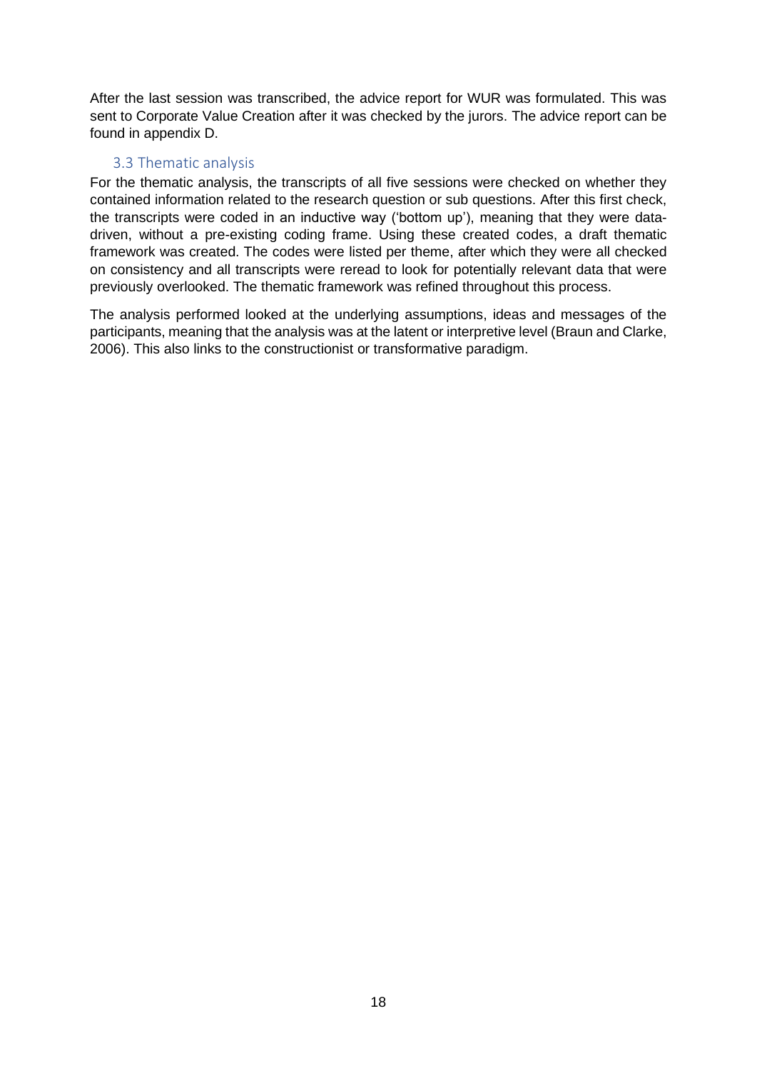After the last session was transcribed, the advice report for WUR was formulated. This was sent to Corporate Value Creation after it was checked by the jurors. The advice report can be found in appendix D.

### 3.3 Thematic analysis

For the thematic analysis, the transcripts of all five sessions were checked on whether they contained information related to the research question or sub questions. After this first check, the transcripts were coded in an inductive way ('bottom up'), meaning that they were data-driven, without a pre-existing coding frame. Using these created codes, a draft thematic framework was created. The codes were listed per theme, after which they were all checked on consistency and all transcripts were reread to look for potentially relevant data that were previously overlooked. The thematic framework was refined throughout this process.

The analysis performed looked at the underlying assumptions, ideas and messages of the participants, meaning that the analysis was at the latent or interpretive level (Braun and Clarke, 2006). This also links to the constructionist or transformative paradigm.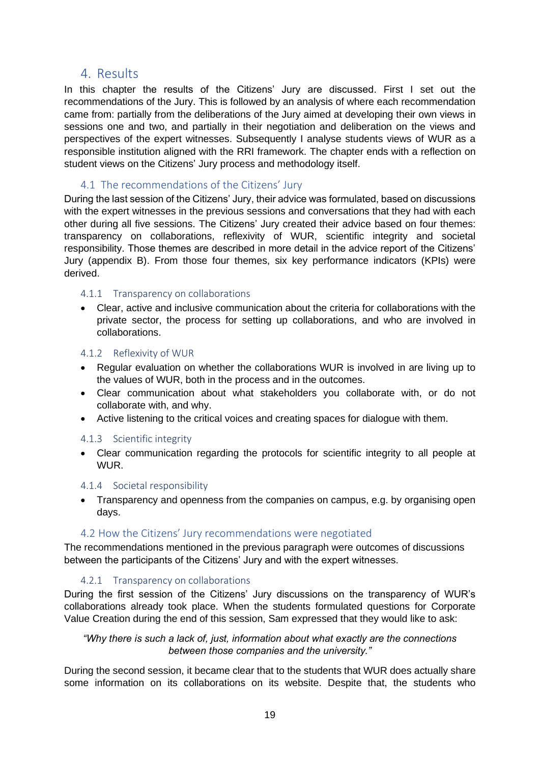# 4. Results

In this chapter the results of the Citizens' Jury are discussed. First I set out the recommendations of the Jury. This is followed by an analysis of where each recommendation came from: partially from the deliberations of the Jury aimed at developing their own views in sessions one and two, and partially in their negotiation and deliberation on the views and perspectives of the expert witnesses. Subsequently I analyse students views of WUR as a responsible institution aligned with the RRI framework. The chapter ends with a reflection on student views on the Citizens' Jury process and methodology itself.

## 4.1 The recommendations of the Citizens' Jury

During the last session of the Citizens' Jury, their advice was formulated, based on discussions with the expert witnesses in the previous sessions and conversations that they had with each other during all five sessions. The Citizens' Jury created their advice based on four themes: transparency on collaborations, reflexivity of WUR, scientific integrity and societal responsibility. Those themes are described in more detail in the advice report of the Citizens' Jury (appendix B). From those four themes, six key performance indicators (KPIs) were derived.

### 4.1.1 Transparency on collaborations

- Clear, active and inclusive communication about the criteria for collaborations with the private sector, the process for setting up collaborations, and who are involved in collaborations.

### 4.1.2 Reflexivity of WUR

- Regular evaluation on whether the collaborations WUR is involved in are living up to the values of WUR, both in the process and in the outcomes.
- Clear communication about what stakeholders you collaborate with, or do not collaborate with, and why.
- Active listening to the critical voices and creating spaces for dialogue with them.

### 4.1.3 Scientific integrity

- Clear communication regarding the protocols for scientific integrity to all people at WUR.

### 4.1.4 Societal responsibility

- Transparency and openness from the companies on campus, e.g. by organising open days.

## 4.2 How the Citizens' Jury recommendations were negotiated

The recommendations mentioned in the previous paragraph were outcomes of discussions between the participants of the Citizens' Jury and with the expert witnesses.

### 4.2.1 Transparency on collaborations

During the first session of the Citizens' Jury discussions on the transparency of WUR's collaborations already took place. When the students formulated questions for Corporate Value Creation during the end of this session, Sam expressed that they would like to ask:

> *"Why there is such a lack of, just, information about what exactly are the connections between those companies and the university."*

During the second session, it became clear that to the students that WUR does actually share some information on its collaborations on its website. Despite that, the students who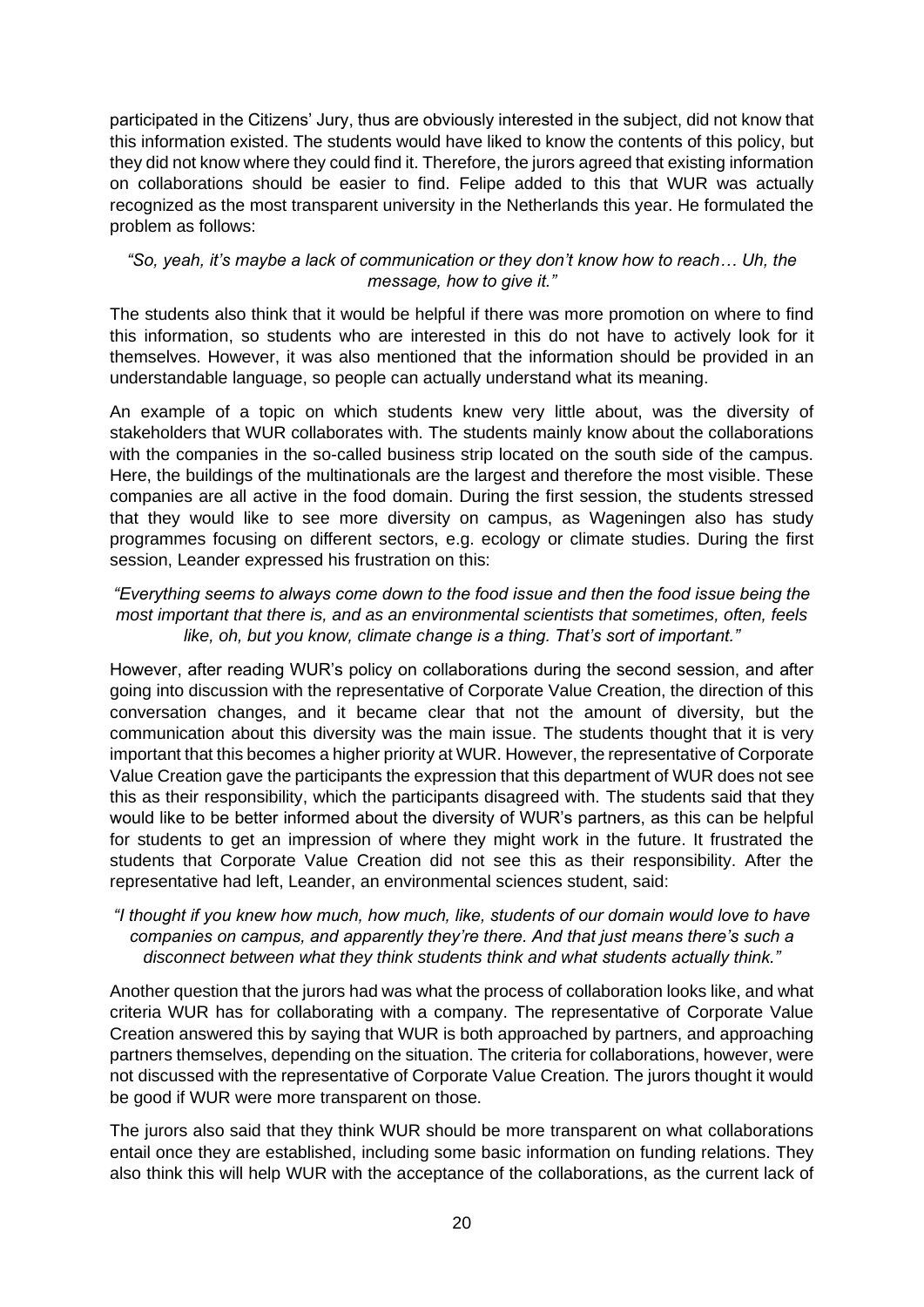participated in the Citizens' Jury, thus are obviously interested in the subject, did not know that this information existed. The students would have liked to know the contents of this policy, but they did not know where they could find it. Therefore, the jurors agreed that existing information on collaborations should be easier to find. Felipe added to this that WUR was actually recognized as the most transparent university in the Netherlands this year. He formulated the problem as follows:

*"So, yeah, it's maybe a lack of communication or they don't know how to reach… Uh, the message, how to give it."*

The students also think that it would be helpful if there was more promotion on where to find this information, so students who are interested in this do not have to actively look for it themselves. However, it was also mentioned that the information should be provided in an understandable language, so people can actually understand what its meaning.

An example of a topic on which students knew very little about, was the diversity of stakeholders that WUR collaborates with. The students mainly know about the collaborations with the companies in the so-called business strip located on the south side of the campus. Here, the buildings of the multinationals are the largest and therefore the most visible. These companies are all active in the food domain. During the first session, the students stressed that they would like to see more diversity on campus, as Wageningen also has study programmes focusing on different sectors, e.g. ecology or climate studies. During the first session, Leander expressed his frustration on this:

*"Everything seems to always come down to the food issue and then the food issue being the most important that there is, and as an environmental scientists that sometimes, often, feels like, oh, but you know, climate change is a thing. That's sort of important."*

However, after reading WUR's policy on collaborations during the second session, and after going into discussion with the representative of Corporate Value Creation, the direction of this conversation changes, and it became clear that not the amount of diversity, but the communication about this diversity was the main issue. The students thought that it is very important that this becomes a higher priority at WUR. However, the representative of Corporate Value Creation gave the participants the expression that this department of WUR does not see this as their responsibility, which the participants disagreed with. The students said that they would like to be better informed about the diversity of WUR's partners, as this can be helpful for students to get an impression of where they might work in the future. It frustrated the students that Corporate Value Creation did not see this as their responsibility. After the representative had left, Leander, an environmental sciences student, said:

*"I thought if you knew how much, how much, like, students of our domain would love to have companies on campus, and apparently they're there. And that just means there's such a disconnect between what they think students think and what students actually think."*

Another question that the jurors had was what the process of collaboration looks like, and what criteria WUR has for collaborating with a company. The representative of Corporate Value Creation answered this by saying that WUR is both approached by partners, and approaching partners themselves, depending on the situation. The criteria for collaborations, however, were not discussed with the representative of Corporate Value Creation. The jurors thought it would be good if WUR were more transparent on those.

The jurors also said that they think WUR should be more transparent on what collaborations entail once they are established, including some basic information on funding relations. They also think this will help WUR with the acceptance of the collaborations, as the current lack of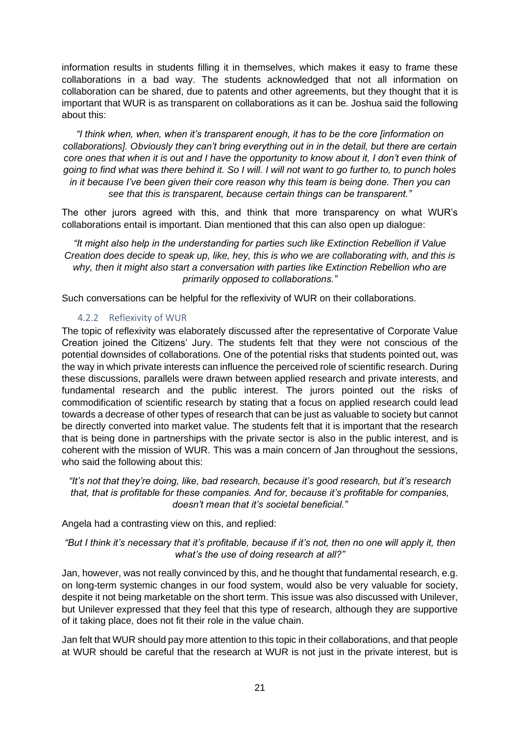information results in students filling it in themselves, which makes it easy to frame these collaborations in a bad way. The students acknowledged that not all information on collaboration can be shared, due to patents and other agreements, but they thought that it is important that WUR is as transparent on collaborations as it can be. Joshua said the following about this:

*"I think when, when, when it's transparent enough, it has to be the core [information on collaborations]. Obviously they can't bring everything out in in the detail, but there are certain core ones that when it is out and I have the opportunity to know about it, I don't even think of going to find what was there behind it. So I will. I will not want to go further to, to punch holes in it because I've been given their core reason why this team is being done. Then you can see that this is transparent, because certain things can be transparent."*

The other jurors agreed with this, and think that more transparency on what WUR's collaborations entail is important. Dian mentioned that this can also open up dialogue:

*"It might also help in the understanding for parties such like Extinction Rebellion if Value Creation does decide to speak up, like, hey, this is who we are collaborating with, and this is why, then it might also start a conversation with parties like Extinction Rebellion who are primarily opposed to collaborations."*

Such conversations can be helpful for the reflexivity of WUR on their collaborations.

### 4.2.2 Reflexivity of WUR

The topic of reflexivity was elaborately discussed after the representative of Corporate Value Creation joined the Citizens' Jury. The students felt that they were not conscious of the potential downsides of collaborations. One of the potential risks that students pointed out, was the way in which private interests can influence the perceived role of scientific research. During these discussions, parallels were drawn between applied research and private interests, and fundamental research and the public interest. The jurors pointed out the risks of commodification of scientific research by stating that a focus on applied research could lead towards a decrease of other types of research that can be just as valuable to society but cannot be directly converted into market value. The students felt that it is important that the research that is being done in partnerships with the private sector is also in the public interest, and is coherent with the mission of WUR. This was a main concern of Jan throughout the sessions, who said the following about this:

*"It's not that they're doing, like, bad research, because it's good research, but it's research that, that is profitable for these companies. And for, because it's profitable for companies, doesn't mean that it's societal beneficial."*

Angela had a contrasting view on this, and replied:

*"But I think it's necessary that it's profitable, because if it's not, then no one will apply it, then what's the use of doing research at all?"*

Jan, however, was not really convinced by this, and he thought that fundamental research, e.g. on long-term systemic changes in our food system, would also be very valuable for society, despite it not being marketable on the short term. This issue was also discussed with Unilever, but Unilever expressed that they feel that this type of research, although they are supportive of it taking place, does not fit their role in the value chain.

Jan felt that WUR should pay more attention to this topic in their collaborations, and that people at WUR should be careful that the research at WUR is not just in the private interest, but is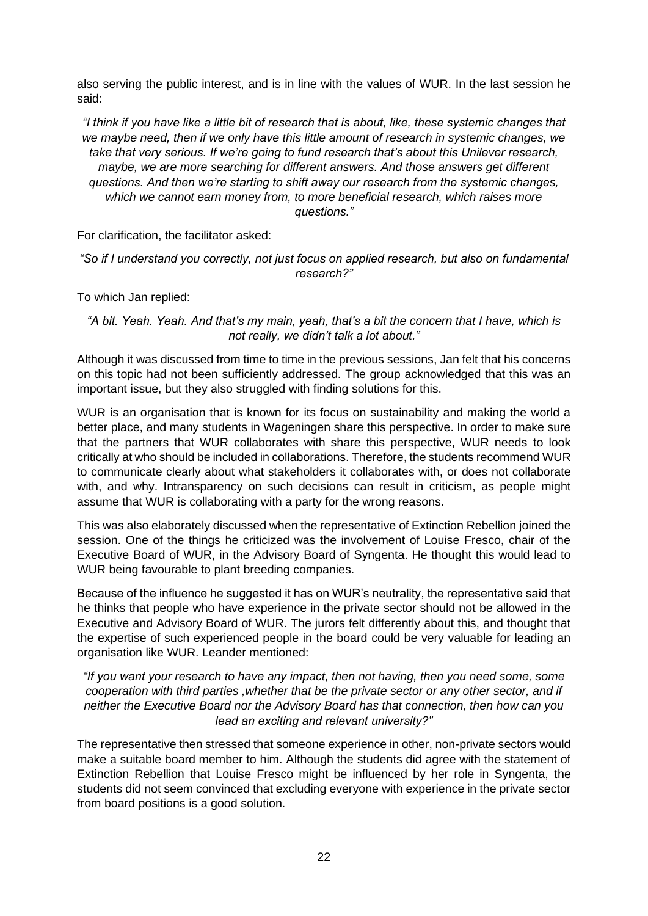also serving the public interest, and is in line with the values of WUR. In the last session he said:

*"I think if you have like a little bit of research that is about, like, these systemic changes that we maybe need, then if we only have this little amount of research in systemic changes, we take that very serious. If we're going to fund research that's about this Unilever research, maybe, we are more searching for different answers. And those answers get different questions. And then we're starting to shift away our research from the systemic changes, which we cannot earn money from, to more beneficial research, which raises more questions."*

For clarification, the facilitator asked:

*"So if I understand you correctly, not just focus on applied research, but also on fundamental research?"*

To which Jan replied:

*"A bit. Yeah. Yeah. And that's my main, yeah, that's a bit the concern that I have, which is not really, we didn't talk a lot about."*

Although it was discussed from time to time in the previous sessions, Jan felt that his concerns on this topic had not been sufficiently addressed. The group acknowledged that this was an important issue, but they also struggled with finding solutions for this.

WUR is an organisation that is known for its focus on sustainability and making the world a better place, and many students in Wageningen share this perspective. In order to make sure that the partners that WUR collaborates with share this perspective, WUR needs to look critically at who should be included in collaborations. Therefore, the students recommend WUR to communicate clearly about what stakeholders it collaborates with, or does not collaborate with, and why. Intransparency on such decisions can result in criticism, as people might assume that WUR is collaborating with a party for the wrong reasons.

This was also elaborately discussed when the representative of Extinction Rebellion joined the session. One of the things he criticized was the involvement of Louise Fresco, chair of the Executive Board of WUR, in the Advisory Board of Syngenta. He thought this would lead to WUR being favourable to plant breeding companies.

Because of the influence he suggested it has on WUR's neutrality, the representative said that he thinks that people who have experience in the private sector should not be allowed in the Executive and Advisory Board of WUR. The jurors felt differently about this, and thought that the expertise of such experienced people in the board could be very valuable for leading an organisation like WUR. Leander mentioned:

*"If you want your research to have any impact, then not having, then you need some, some cooperation with third parties ,whether that be the private sector or any other sector, and if neither the Executive Board nor the Advisory Board has that connection, then how can you lead an exciting and relevant university?"*

The representative then stressed that someone experience in other, non-private sectors would make a suitable board member to him. Although the students did agree with the statement of Extinction Rebellion that Louise Fresco might be influenced by her role in Syngenta, the students did not seem convinced that excluding everyone with experience in the private sector from board positions is a good solution.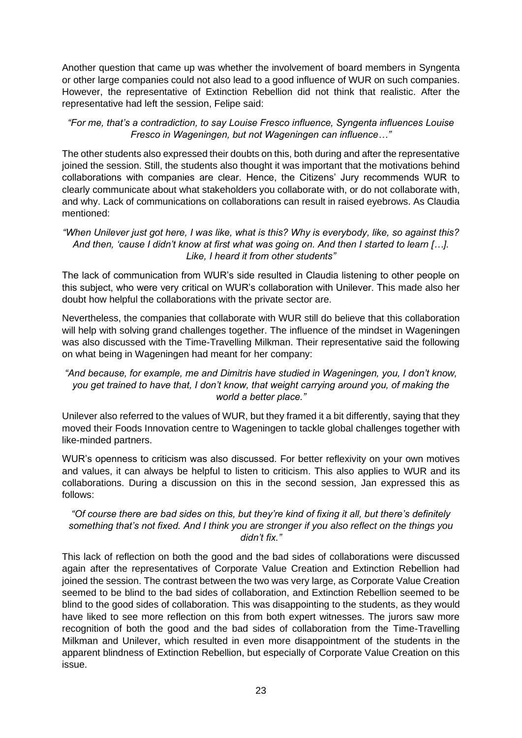Another question that came up was whether the involvement of board members in Syngenta or other large companies could not also lead to a good influence of WUR on such companies. However, the representative of Extinction Rebellion did not think that realistic. After the representative had left the session, Felipe said:

*"For me, that's a contradiction, to say Louise Fresco influence, Syngenta influences Louise Fresco in Wageningen, but not Wageningen can influence…"*

The other students also expressed their doubts on this, both during and after the representative joined the session. Still, the students also thought it was important that the motivations behind collaborations with companies are clear. Hence, the Citizens' Jury recommends WUR to clearly communicate about what stakeholders you collaborate with, or do not collaborate with, and why. Lack of communications on collaborations can result in raised eyebrows. As Claudia mentioned:

*"When Unilever just got here, I was like, what is this? Why is everybody, like, so against this? And then, 'cause I didn't know at first what was going on. And then I started to learn […]. Like, I heard it from other students"*

The lack of communication from WUR's side resulted in Claudia listening to other people on this subject, who were very critical on WUR's collaboration with Unilever. This made also her doubt how helpful the collaborations with the private sector are.

Nevertheless, the companies that collaborate with WUR still do believe that this collaboration will help with solving grand challenges together. The influence of the mindset in Wageningen was also discussed with the Time-Travelling Milkman. Their representative said the following on what being in Wageningen had meant for her company:

*"And because, for example, me and Dimitris have studied in Wageningen, you, I don't know, you get trained to have that, I don't know, that weight carrying around you, of making the world a better place."*

Unilever also referred to the values of WUR, but they framed it a bit differently, saying that they moved their Foods Innovation centre to Wageningen to tackle global challenges together with like-minded partners.

WUR's openness to criticism was also discussed. For better reflexivity on your own motives and values, it can always be helpful to listen to criticism. This also applies to WUR and its collaborations. During a discussion on this in the second session, Jan expressed this as follows:

*"Of course there are bad sides on this, but they're kind of fixing it all, but there's definitely something that's not fixed. And I think you are stronger if you also reflect on the things you didn't fix."*

This lack of reflection on both the good and the bad sides of collaborations were discussed again after the representatives of Corporate Value Creation and Extinction Rebellion had joined the session. The contrast between the two was very large, as Corporate Value Creation seemed to be blind to the bad sides of collaboration, and Extinction Rebellion seemed to be blind to the good sides of collaboration. This was disappointing to the students, as they would have liked to see more reflection on this from both expert witnesses. The jurors saw more recognition of both the good and the bad sides of collaboration from the Time-Travelling Milkman and Unilever, which resulted in even more disappointment of the students in the apparent blindness of Extinction Rebellion, but especially of Corporate Value Creation on this issue.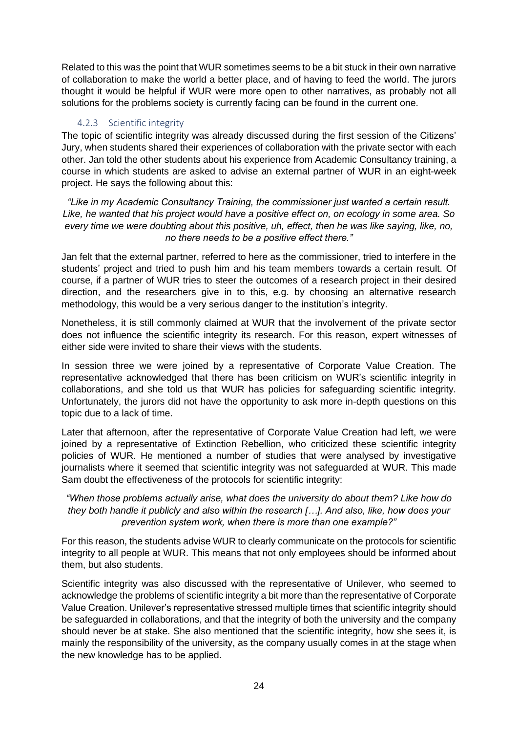Related to this was the point that WUR sometimes seems to be a bit stuck in their own narrative of collaboration to make the world a better place, and of having to feed the world. The jurors thought it would be helpful if WUR were more open to other narratives, as probably not all solutions for the problems society is currently facing can be found in the current one.

### 4.2.3 Scientific integrity

The topic of scientific integrity was already discussed during the first session of the Citizens' Jury, when students shared their experiences of collaboration with the private sector with each other. Jan told the other students about his experience from Academic Consultancy training, a course in which students are asked to advise an external partner of WUR in an eight-week project. He says the following about this:

*"Like in my Academic Consultancy Training, the commissioner just wanted a certain result. Like, he wanted that his project would have a positive effect on, on ecology in some area. So every time we were doubting about this positive, uh, effect, then he was like saying, like, no, no there needs to be a positive effect there."*

Jan felt that the external partner, referred to here as the commissioner, tried to interfere in the students' project and tried to push him and his team members towards a certain result. Of course, if a partner of WUR tries to steer the outcomes of a research project in their desired direction, and the researchers give in to this, e.g. by choosing an alternative research methodology, this would be a very serious danger to the institution's integrity.

Nonetheless, it is still commonly claimed at WUR that the involvement of the private sector does not influence the scientific integrity its research. For this reason, expert witnesses of either side were invited to share their views with the students.

In session three we were joined by a representative of Corporate Value Creation. The representative acknowledged that there has been criticism on WUR's scientific integrity in collaborations, and she told us that WUR has policies for safeguarding scientific integrity. Unfortunately, the jurors did not have the opportunity to ask more in-depth questions on this topic due to a lack of time.

Later that afternoon, after the representative of Corporate Value Creation had left, we were joined by a representative of Extinction Rebellion, who criticized these scientific integrity policies of WUR. He mentioned a number of studies that were analysed by investigative journalists where it seemed that scientific integrity was not safeguarded at WUR. This made Sam doubt the effectiveness of the protocols for scientific integrity:

*"When those problems actually arise, what does the university do about them? Like how do they both handle it publicly and also within the research […]. And also, like, how does your prevention system work, when there is more than one example?"*

For this reason, the students advise WUR to clearly communicate on the protocols for scientific integrity to all people at WUR. This means that not only employees should be informed about them, but also students.

Scientific integrity was also discussed with the representative of Unilever, who seemed to acknowledge the problems of scientific integrity a bit more than the representative of Corporate Value Creation. Unilever's representative stressed multiple times that scientific integrity should be safeguarded in collaborations, and that the integrity of both the university and the company should never be at stake. She also mentioned that the scientific integrity, how she sees it, is mainly the responsibility of the university, as the company usually comes in at the stage when the new knowledge has to be applied.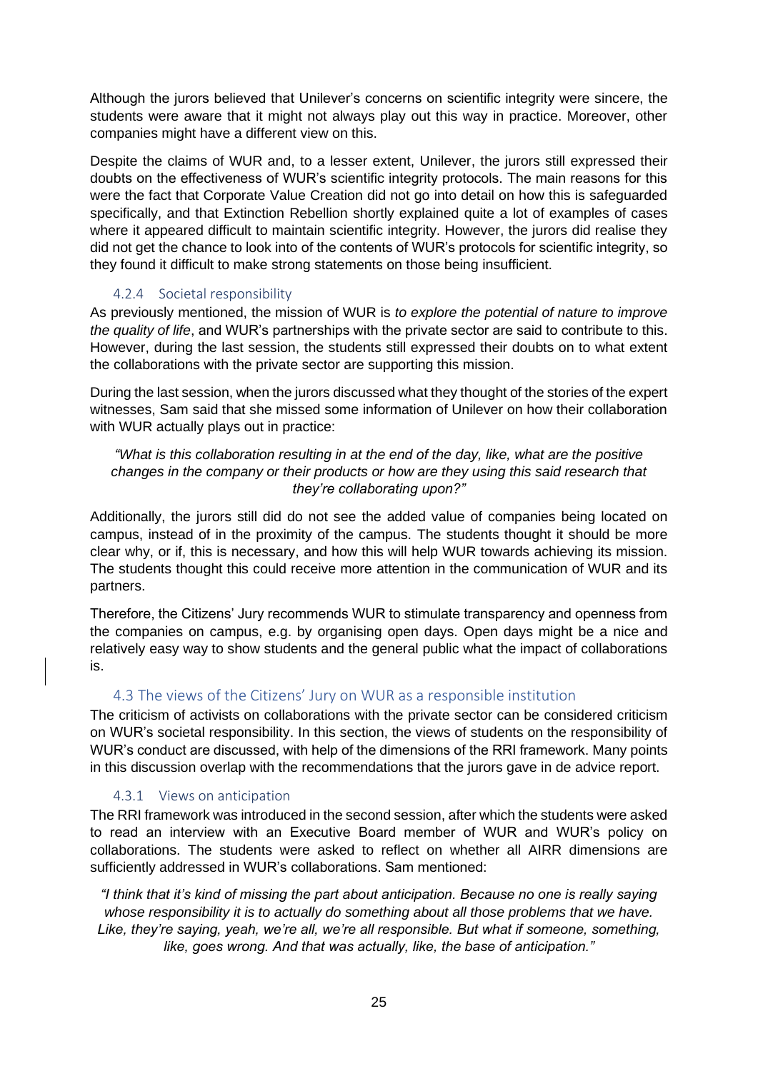Although the jurors believed that Unilever's concerns on scientific integrity were sincere, the students were aware that it might not always play out this way in practice. Moreover, other companies might have a different view on this.

Despite the claims of WUR and, to a lesser extent, Unilever, the jurors still expressed their doubts on the effectiveness of WUR's scientific integrity protocols. The main reasons for this were the fact that Corporate Value Creation did not go into detail on how this is safeguarded specifically, and that Extinction Rebellion shortly explained quite a lot of examples of cases where it appeared difficult to maintain scientific integrity. However, the jurors did realise they did not get the chance to look into of the contents of WUR's protocols for scientific integrity, so they found it difficult to make strong statements on those being insufficient.

#### 4.2.4 Societal responsibility

As previously mentioned, the mission of WUR is *to explore the potential of nature to improve the quality of life*, and WUR's partnerships with the private sector are said to contribute to this. However, during the last session, the students still expressed their doubts on to what extent the collaborations with the private sector are supporting this mission.

During the last session, when the jurors discussed what they thought of the stories of the expert witnesses, Sam said that she missed some information of Unilever on how their collaboration with WUR actually plays out in practice:

> *"What is this collaboration resulting in at the end of the day, like, what are the positive changes in the company or their products or how are they using this said research that they're collaborating upon?"*

Additionally, the jurors still did do not see the added value of companies being located on campus, instead of in the proximity of the campus. The students thought it should be more clear why, or if, this is necessary, and how this will help WUR towards achieving its mission. The students thought this could receive more attention in the communication of WUR and its partners.

Therefore, the Citizens' Jury recommends WUR to stimulate transparency and openness from the companies on campus, e.g. by organising open days. Open days might be a nice and relatively easy way to show students and the general public what the impact of collaborations is.

### 4.3 The views of the Citizens' Jury on WUR as a responsible institution

The criticism of activists on collaborations with the private sector can be considered criticism on WUR's societal responsibility. In this section, the views of students on the responsibility of WUR's conduct are discussed, with help of the dimensions of the RRI framework. Many points in this discussion overlap with the recommendations that the jurors gave in de advice report.

#### 4.3.1 Views on anticipation

The RRI framework was introduced in the second session, after which the students were asked to read an interview with an Executive Board member of WUR and WUR's policy on collaborations. The students were asked to reflect on whether all AIRR dimensions are sufficiently addressed in WUR's collaborations. Sam mentioned:

> *"I think that it's kind of missing the part about anticipation. Because no one is really saying whose responsibility it is to actually do something about all those problems that we have. Like, they're saying, yeah, we're all, we're all responsible. But what if someone, something, like, goes wrong. And that was actually, like, the base of anticipation."*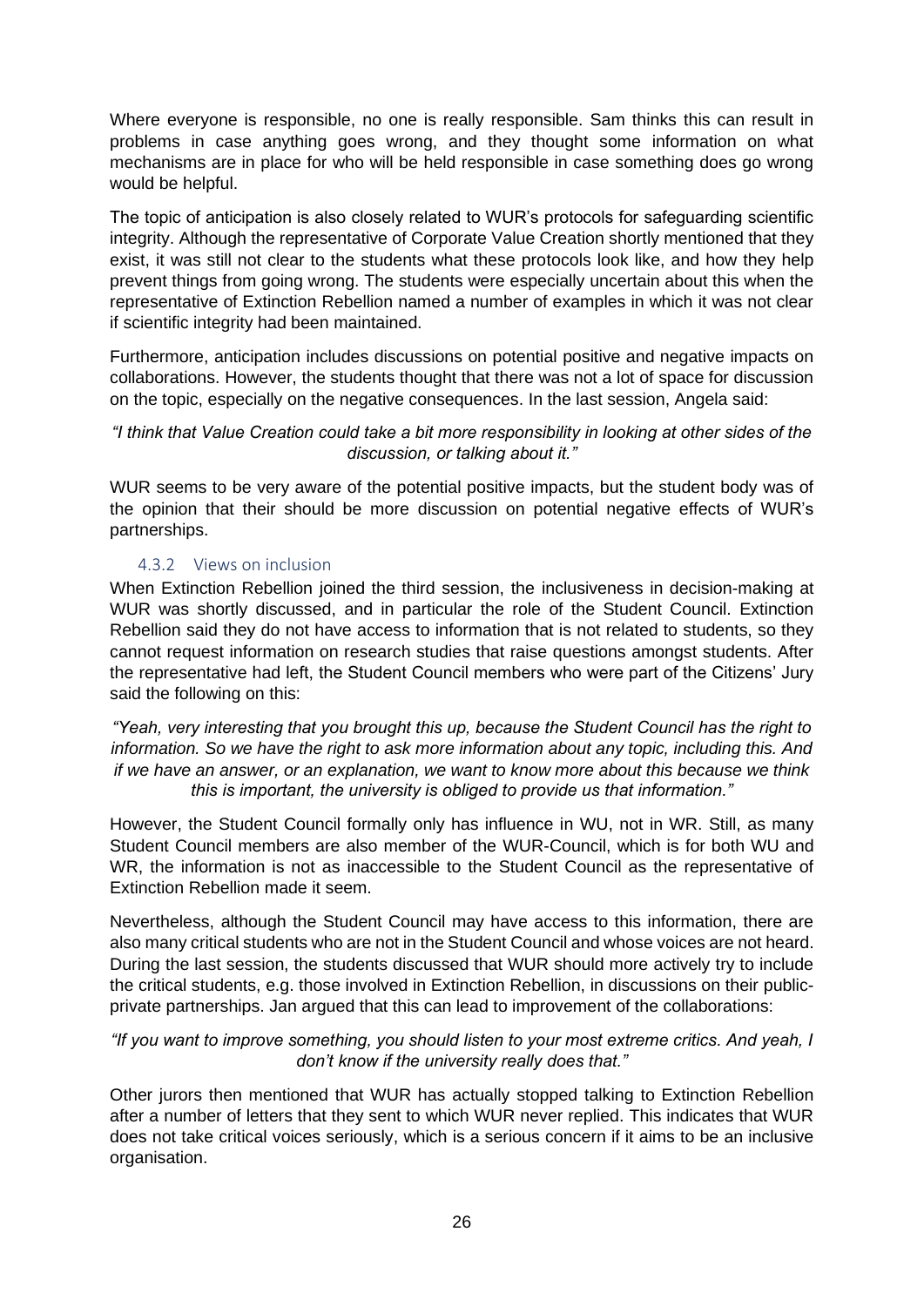Where everyone is responsible, no one is really responsible. Sam thinks this can result in problems in case anything goes wrong, and they thought some information on what mechanisms are in place for who will be held responsible in case something does go wrong would be helpful.

The topic of anticipation is also closely related to WUR's protocols for safeguarding scientific integrity. Although the representative of Corporate Value Creation shortly mentioned that they exist, it was still not clear to the students what these protocols look like, and how they help prevent things from going wrong. The students were especially uncertain about this when the representative of Extinction Rebellion named a number of examples in which it was not clear if scientific integrity had been maintained.

Furthermore, anticipation includes discussions on potential positive and negative impacts on collaborations. However, the students thought that there was not a lot of space for discussion on the topic, especially on the negative consequences. In the last session, Angela said:

*"I think that Value Creation could take a bit more responsibility in looking at other sides of the discussion, or talking about it."*

WUR seems to be very aware of the potential positive impacts, but the student body was of the opinion that their should be more discussion on potential negative effects of WUR's partnerships.

### 4.3.2 Views on inclusion

When Extinction Rebellion joined the third session, the inclusiveness in decision-making at WUR was shortly discussed, and in particular the role of the Student Council. Extinction Rebellion said they do not have access to information that is not related to students, so they cannot request information on research studies that raise questions amongst students. After the representative had left, the Student Council members who were part of the Citizens' Jury said the following on this:

*"Yeah, very interesting that you brought this up, because the Student Council has the right to information. So we have the right to ask more information about any topic, including this. And if we have an answer, or an explanation, we want to know more about this because we think this is important, the university is obliged to provide us that information."*

However, the Student Council formally only has influence in WU, not in WR. Still, as many Student Council members are also member of the WUR-Council, which is for both WU and WR, the information is not as inaccessible to the Student Council as the representative of Extinction Rebellion made it seem.

Nevertheless, although the Student Council may have access to this information, there are also many critical students who are not in the Student Council and whose voices are not heard. During the last session, the students discussed that WUR should more actively try to include the critical students, e.g. those involved in Extinction Rebellion, in discussions on their public-private partnerships. Jan argued that this can lead to improvement of the collaborations:

*"If you want to improve something, you should listen to your most extreme critics. And yeah, I don't know if the university really does that."*

Other jurors then mentioned that WUR has actually stopped talking to Extinction Rebellion after a number of letters that they sent to which WUR never replied. This indicates that WUR does not take critical voices seriously, which is a serious concern if it aims to be an inclusive organisation.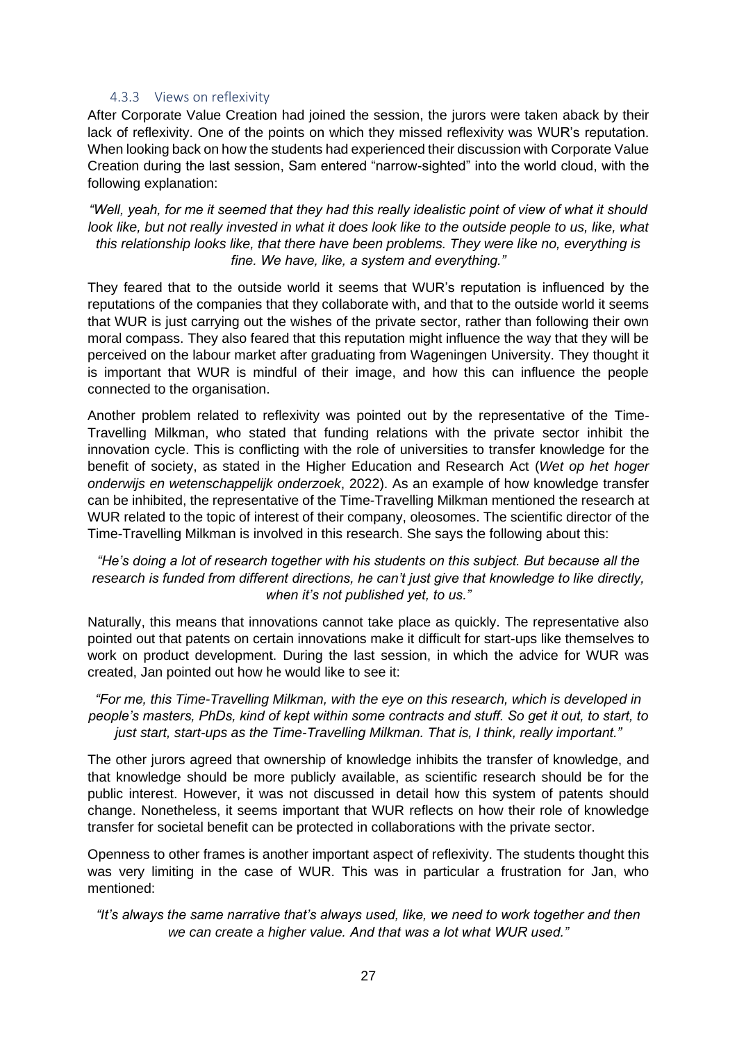### 4.3.3 Views on reflexivity

After Corporate Value Creation had joined the session, the jurors were taken aback by their lack of reflexivity. One of the points on which they missed reflexivity was WUR's reputation. When looking back on how the students had experienced their discussion with Corporate Value Creation during the last session, Sam entered "narrow-sighted" into the world cloud, with the following explanation:

*"Well, yeah, for me it seemed that they had this really idealistic point of view of what it should look like, but not really invested in what it does look like to the outside people to us, like, what this relationship looks like, that there have been problems. They were like no, everything is fine. We have, like, a system and everything."*

They feared that to the outside world it seems that WUR's reputation is influenced by the reputations of the companies that they collaborate with, and that to the outside world it seems that WUR is just carrying out the wishes of the private sector, rather than following their own moral compass. They also feared that this reputation might influence the way that they will be perceived on the labour market after graduating from Wageningen University. They thought it is important that WUR is mindful of their image, and how this can influence the people connected to the organisation.

Another problem related to reflexivity was pointed out by the representative of the Time-Travelling Milkman, who stated that funding relations with the private sector inhibit the innovation cycle. This is conflicting with the role of universities to transfer knowledge for the benefit of society, as stated in the Higher Education and Research Act (*Wet op het hoger onderwijs en wetenschappelijk onderzoek*, 2022). As an example of how knowledge transfer can be inhibited, the representative of the Time-Travelling Milkman mentioned the research at WUR related to the topic of interest of their company, oleosomes. The scientific director of the Time-Travelling Milkman is involved in this research. She says the following about this:

*"He's doing a lot of research together with his students on this subject. But because all the research is funded from different directions, he can't just give that knowledge to like directly, when it's not published yet, to us."*

Naturally, this means that innovations cannot take place as quickly. The representative also pointed out that patents on certain innovations make it difficult for start-ups like themselves to work on product development. During the last session, in which the advice for WUR was created, Jan pointed out how he would like to see it:

*"For me, this Time-Travelling Milkman, with the eye on this research, which is developed in people's masters, PhDs, kind of kept within some contracts and stuff. So get it out, to start, to just start, start-ups as the Time-Travelling Milkman. That is, I think, really important."*

The other jurors agreed that ownership of knowledge inhibits the transfer of knowledge, and that knowledge should be more publicly available, as scientific research should be for the public interest. However, it was not discussed in detail how this system of patents should change. Nonetheless, it seems important that WUR reflects on how their role of knowledge transfer for societal benefit can be protected in collaborations with the private sector.

Openness to other frames is another important aspect of reflexivity. The students thought this was very limiting in the case of WUR. This was in particular a frustration for Jan, who mentioned:

*"It's always the same narrative that's always used, like, we need to work together and then we can create a higher value. And that was a lot what WUR used."*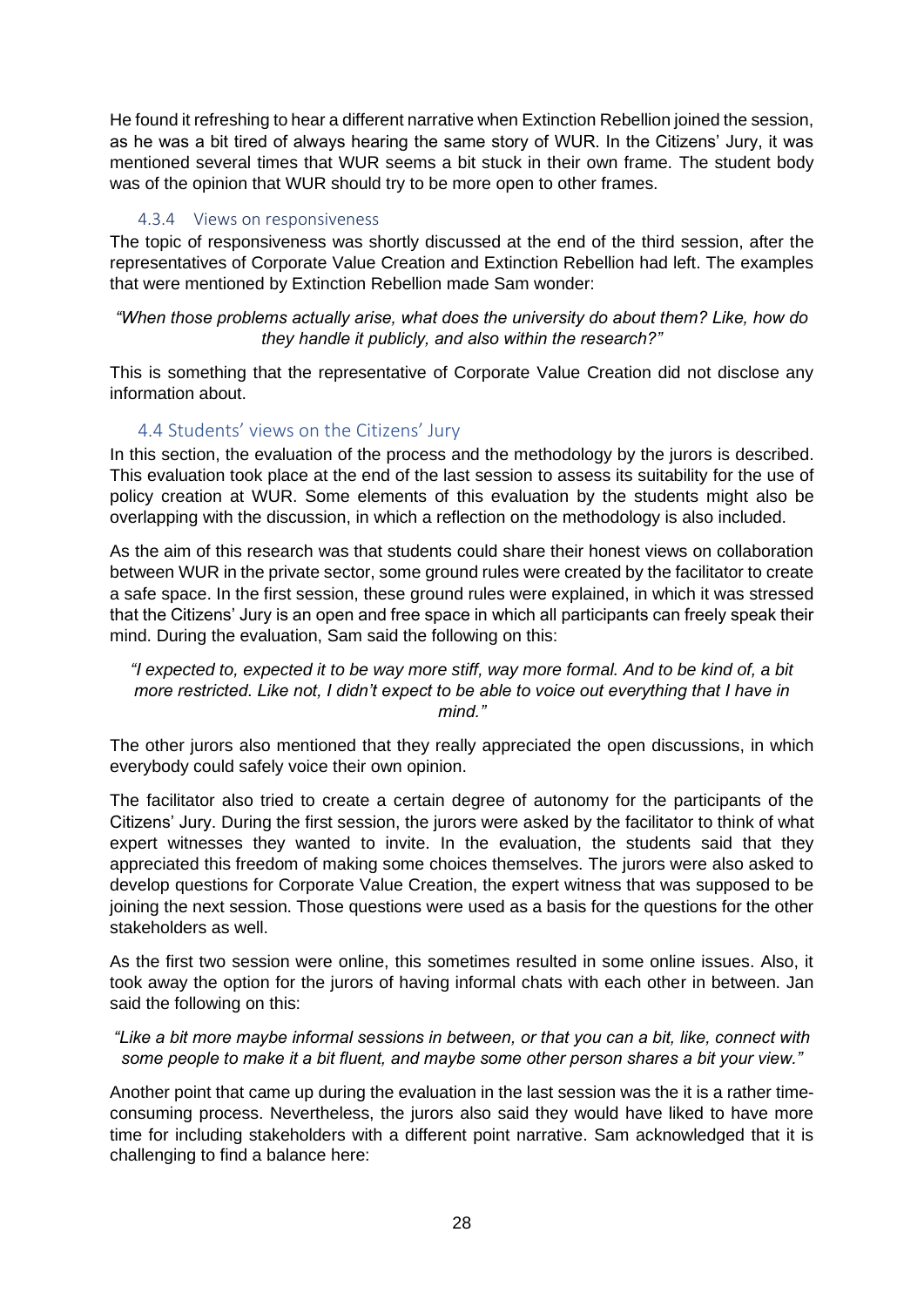He found it refreshing to hear a different narrative when Extinction Rebellion joined the session, as he was a bit tired of always hearing the same story of WUR. In the Citizens' Jury, it was mentioned several times that WUR seems a bit stuck in their own frame. The student body was of the opinion that WUR should try to be more open to other frames.

#### 4.3.4 Views on responsiveness

The topic of responsiveness was shortly discussed at the end of the third session, after the representatives of Corporate Value Creation and Extinction Rebellion had left. The examples that were mentioned by Extinction Rebellion made Sam wonder:

*"When those problems actually arise, what does the university do about them? Like, how do they handle it publicly, and also within the research?"*

This is something that the representative of Corporate Value Creation did not disclose any information about.

### 4.4 Students' views on the Citizens' Jury

In this section, the evaluation of the process and the methodology by the jurors is described. This evaluation took place at the end of the last session to assess its suitability for the use of policy creation at WUR. Some elements of this evaluation by the students might also be overlapping with the discussion, in which a reflection on the methodology is also included.

As the aim of this research was that students could share their honest views on collaboration between WUR in the private sector, some ground rules were created by the facilitator to create a safe space. In the first session, these ground rules were explained, in which it was stressed that the Citizens' Jury is an open and free space in which all participants can freely speak their mind. During the evaluation, Sam said the following on this:

*"I expected to, expected it to be way more stiff, way more formal. And to be kind of, a bit more restricted. Like not, I didn't expect to be able to voice out everything that I have in mind."*

The other jurors also mentioned that they really appreciated the open discussions, in which everybody could safely voice their own opinion.

The facilitator also tried to create a certain degree of autonomy for the participants of the Citizens' Jury. During the first session, the jurors were asked by the facilitator to think of what expert witnesses they wanted to invite. In the evaluation, the students said that they appreciated this freedom of making some choices themselves. The jurors were also asked to develop questions for Corporate Value Creation, the expert witness that was supposed to be joining the next session. Those questions were used as a basis for the questions for the other stakeholders as well.

As the first two session were online, this sometimes resulted in some online issues. Also, it took away the option for the jurors of having informal chats with each other in between. Jan said the following on this:

*"Like a bit more maybe informal sessions in between, or that you can a bit, like, connect with some people to make it a bit fluent, and maybe some other person shares a bit your view."*

Another point that came up during the evaluation in the last session was the it is a rather time-consuming process. Nevertheless, the jurors also said they would have liked to have more time for including stakeholders with a different point narrative. Sam acknowledged that it is challenging to find a balance here: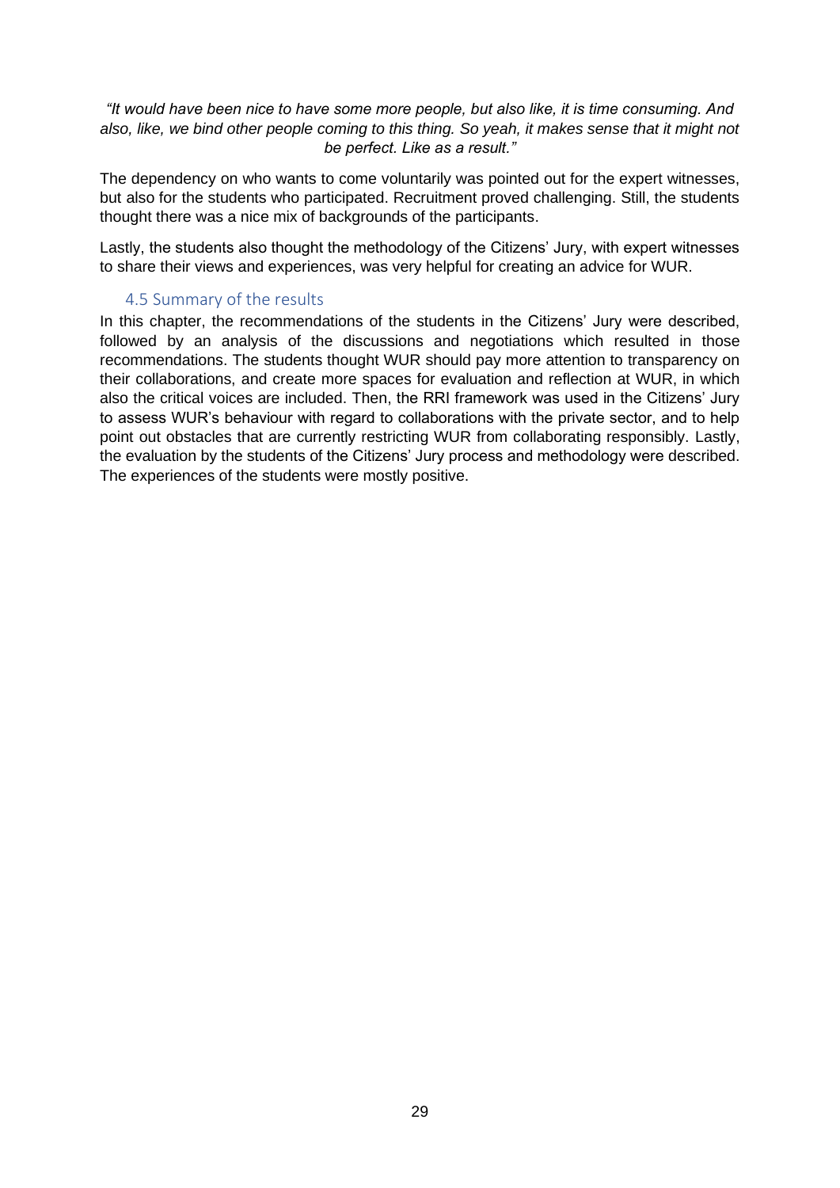*"It would have been nice to have some more people, but also like, it is time consuming. And also, like, we bind other people coming to this thing. So yeah, it makes sense that it might not be perfect. Like as a result."*

The dependency on who wants to come voluntarily was pointed out for the expert witnesses, but also for the students who participated. Recruitment proved challenging. Still, the students thought there was a nice mix of backgrounds of the participants.

Lastly, the students also thought the methodology of the Citizens' Jury, with expert witnesses to share their views and experiences, was very helpful for creating an advice for WUR.

### 4.5 Summary of the results

In this chapter, the recommendations of the students in the Citizens' Jury were described, followed by an analysis of the discussions and negotiations which resulted in those recommendations. The students thought WUR should pay more attention to transparency on their collaborations, and create more spaces for evaluation and reflection at WUR, in which also the critical voices are included. Then, the RRI framework was used in the Citizens' Jury to assess WUR's behaviour with regard to collaborations with the private sector, and to help point out obstacles that are currently restricting WUR from collaborating responsibly. Lastly, the evaluation by the students of the Citizens' Jury process and methodology were described. The experiences of the students were mostly positive.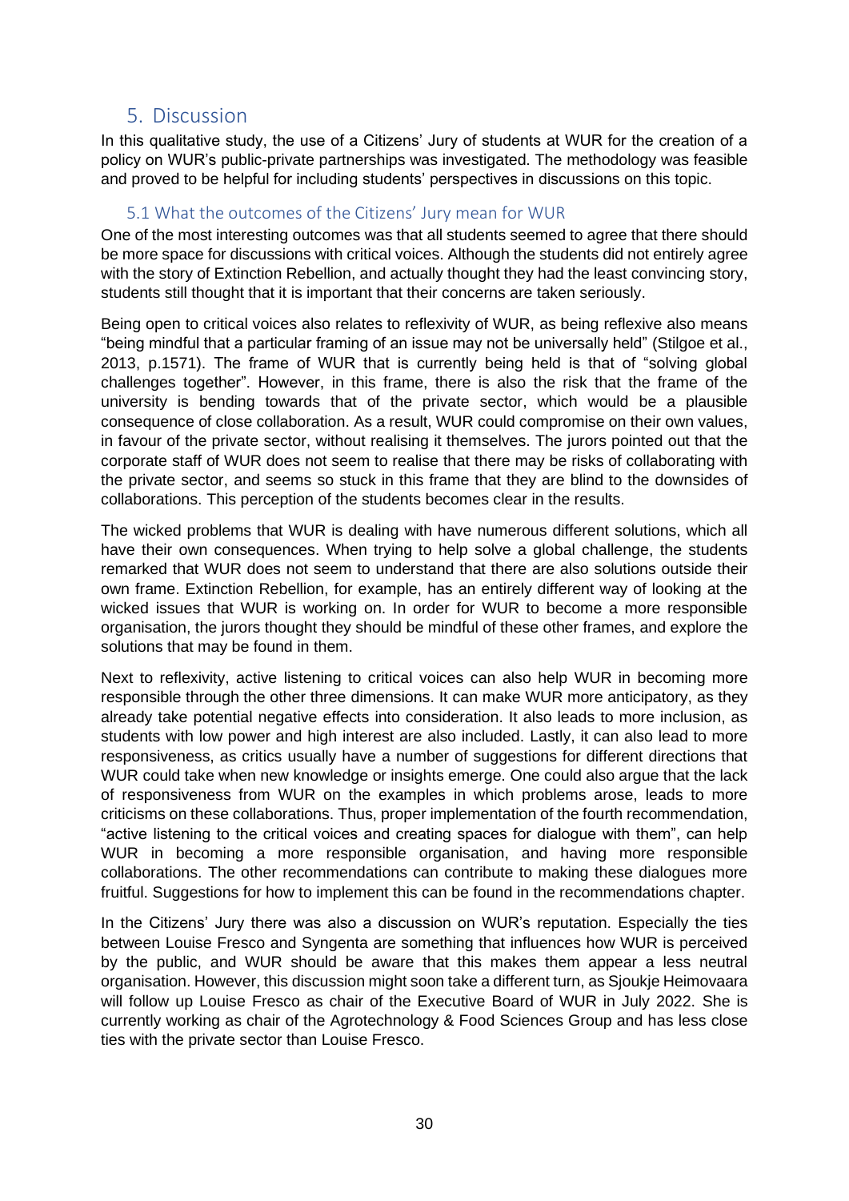# 5. Discussion

In this qualitative study, the use of a Citizens' Jury of students at WUR for the creation of a policy on WUR's public-private partnerships was investigated. The methodology was feasible and proved to be helpful for including students' perspectives in discussions on this topic.

## 5.1 What the outcomes of the Citizens' Jury mean for WUR

One of the most interesting outcomes was that all students seemed to agree that there should be more space for discussions with critical voices. Although the students did not entirely agree with the story of Extinction Rebellion, and actually thought they had the least convincing story, students still thought that it is important that their concerns are taken seriously.

Being open to critical voices also relates to reflexivity of WUR, as being reflexive also means "being mindful that a particular framing of an issue may not be universally held" (Stilgoe et al., 2013, p.1571). The frame of WUR that is currently being held is that of "solving global challenges together". However, in this frame, there is also the risk that the frame of the university is bending towards that of the private sector, which would be a plausible consequence of close collaboration. As a result, WUR could compromise on their own values, in favour of the private sector, without realising it themselves. The jurors pointed out that the corporate staff of WUR does not seem to realise that there may be risks of collaborating with the private sector, and seems so stuck in this frame that they are blind to the downsides of collaborations. This perception of the students becomes clear in the results.

The wicked problems that WUR is dealing with have numerous different solutions, which all have their own consequences. When trying to help solve a global challenge, the students remarked that WUR does not seem to understand that there are also solutions outside their own frame. Extinction Rebellion, for example, has an entirely different way of looking at the wicked issues that WUR is working on. In order for WUR to become a more responsible organisation, the jurors thought they should be mindful of these other frames, and explore the solutions that may be found in them.

Next to reflexivity, active listening to critical voices can also help WUR in becoming more responsible through the other three dimensions. It can make WUR more anticipatory, as they already take potential negative effects into consideration. It also leads to more inclusion, as students with low power and high interest are also included. Lastly, it can also lead to more responsiveness, as critics usually have a number of suggestions for different directions that WUR could take when new knowledge or insights emerge. One could also argue that the lack of responsiveness from WUR on the examples in which problems arose, leads to more criticisms on these collaborations. Thus, proper implementation of the fourth recommendation, "active listening to the critical voices and creating spaces for dialogue with them", can help WUR in becoming a more responsible organisation, and having more responsible collaborations. The other recommendations can contribute to making these dialogues more fruitful. Suggestions for how to implement this can be found in the recommendations chapter.

In the Citizens' Jury there was also a discussion on WUR's reputation. Especially the ties between Louise Fresco and Syngenta are something that influences how WUR is perceived by the public, and WUR should be aware that this makes them appear a less neutral organisation. However, this discussion might soon take a different turn, as Sjoukje Heimovaara will follow up Louise Fresco as chair of the Executive Board of WUR in July 2022. She is currently working as chair of the Agrotechnology & Food Sciences Group and has less close ties with the private sector than Louise Fresco.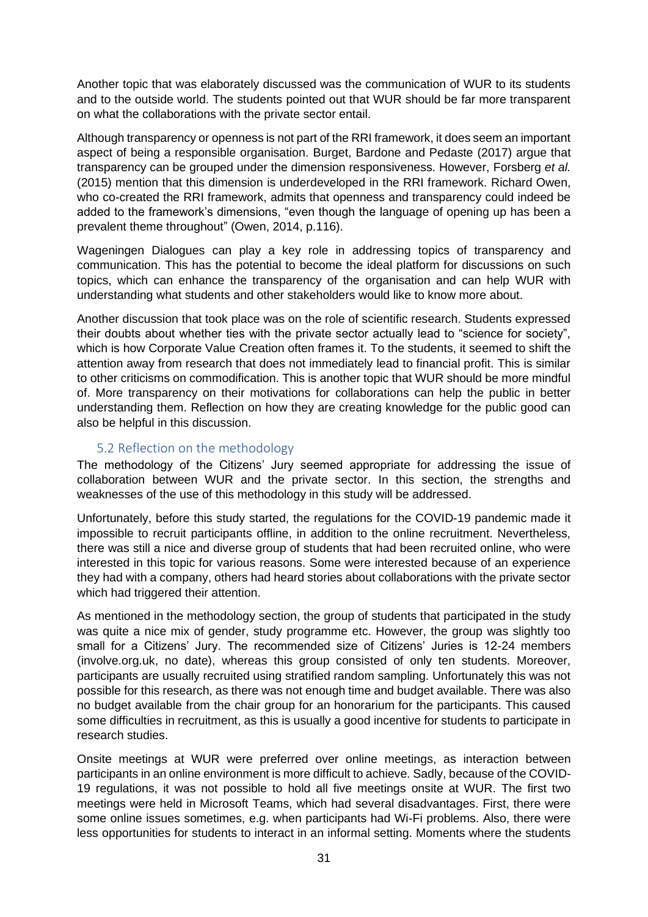Another topic that was elaborately discussed was the communication of WUR to its students and to the outside world. The students pointed out that WUR should be far more transparent on what the collaborations with the private sector entail.

Although transparency or openness is not part of the RRI framework, it does seem an important aspect of being a responsible organisation. Burget, Bardone and Pedaste (2017) argue that transparency can be grouped under the dimension responsiveness. However, Forsberg *et al.* (2015) mention that this dimension is underdeveloped in the RRI framework. Richard Owen, who co-created the RRI framework, admits that openness and transparency could indeed be added to the framework's dimensions, "even though the language of opening up has been a prevalent theme throughout" (Owen, 2014, p.116).

Wageningen Dialogues can play a key role in addressing topics of transparency and communication. This has the potential to become the ideal platform for discussions on such topics, which can enhance the transparency of the organisation and can help WUR with understanding what students and other stakeholders would like to know more about.

Another discussion that took place was on the role of scientific research. Students expressed their doubts about whether ties with the private sector actually lead to "science for society", which is how Corporate Value Creation often frames it. To the students, it seemed to shift the attention away from research that does not immediately lead to financial profit. This is similar to other criticisms on commodification. This is another topic that WUR should be more mindful of. More transparency on their motivations for collaborations can help the public in better understanding them. Reflection on how they are creating knowledge for the public good can also be helpful in this discussion.

## 5.2 Reflection on the methodology

The methodology of the Citizens' Jury seemed appropriate for addressing the issue of collaboration between WUR and the private sector. In this section, the strengths and weaknesses of the use of this methodology in this study will be addressed.

Unfortunately, before this study started, the regulations for the COVID-19 pandemic made it impossible to recruit participants offline, in addition to the online recruitment. Nevertheless, there was still a nice and diverse group of students that had been recruited online, who were interested in this topic for various reasons. Some were interested because of an experience they had with a company, others had heard stories about collaborations with the private sector which had triggered their attention.

As mentioned in the methodology section, the group of students that participated in the study was quite a nice mix of gender, study programme etc. However, the group was slightly too small for a Citizens' Jury. The recommended size of Citizens' Juries is 12-24 members (involve.org.uk, no date), whereas this group consisted of only ten students. Moreover, participants are usually recruited using stratified random sampling. Unfortunately this was not possible for this research, as there was not enough time and budget available. There was also no budget available from the chair group for an honorarium for the participants. This caused some difficulties in recruitment, as this is usually a good incentive for students to participate in research studies.

Onsite meetings at WUR were preferred over online meetings, as interaction between participants in an online environment is more difficult to achieve. Sadly, because of the COVID-19 regulations, it was not possible to hold all five meetings onsite at WUR. The first two meetings were held in Microsoft Teams, which had several disadvantages. First, there were some online issues sometimes, e.g. when participants had Wi-Fi problems. Also, there were less opportunities for students to interact in an informal setting. Moments where the students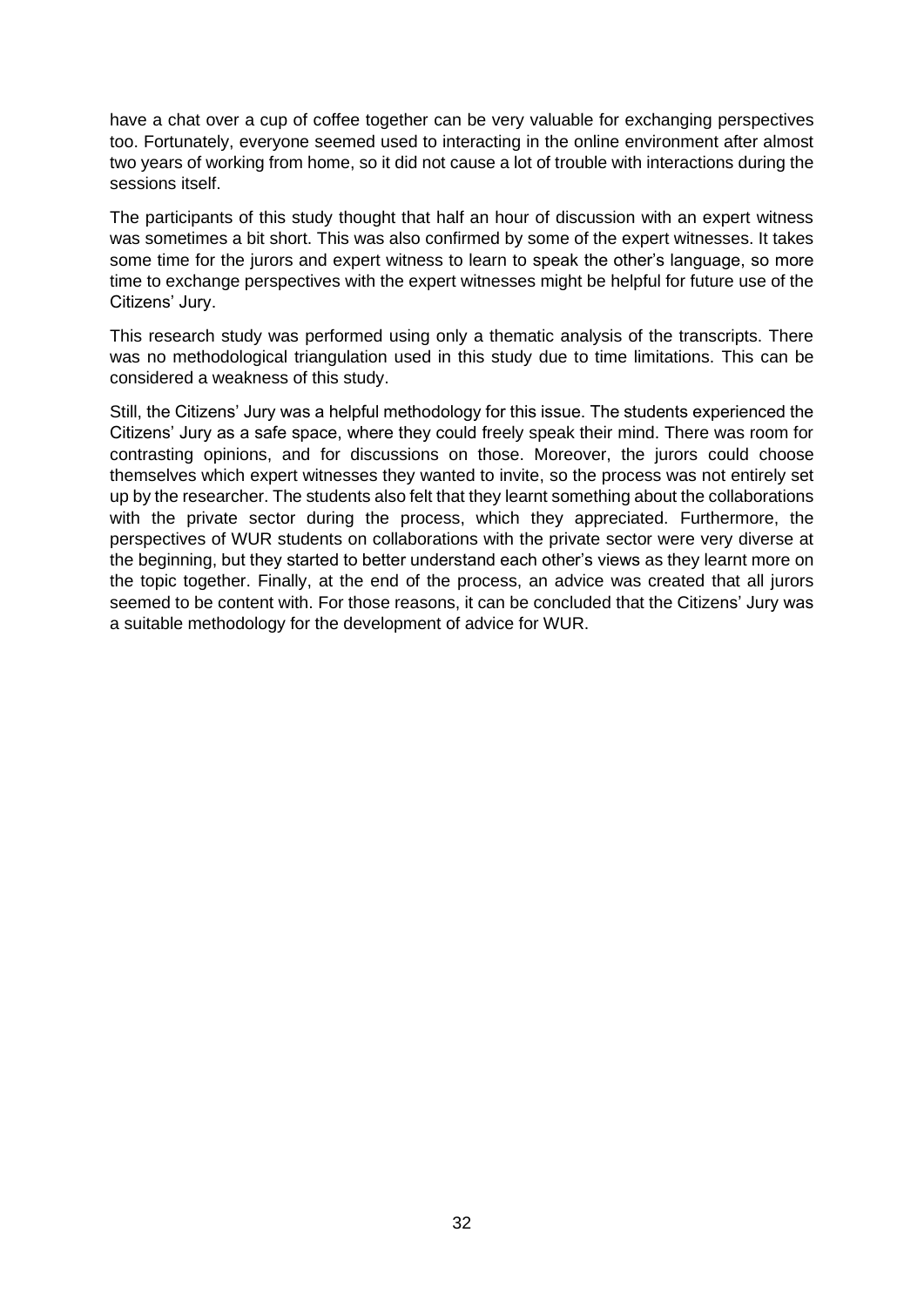have a chat over a cup of coffee together can be very valuable for exchanging perspectives too. Fortunately, everyone seemed used to interacting in the online environment after almost two years of working from home, so it did not cause a lot of trouble with interactions during the sessions itself.

The participants of this study thought that half an hour of discussion with an expert witness was sometimes a bit short. This was also confirmed by some of the expert witnesses. It takes some time for the jurors and expert witness to learn to speak the other's language, so more time to exchange perspectives with the expert witnesses might be helpful for future use of the Citizens' Jury.

This research study was performed using only a thematic analysis of the transcripts. There was no methodological triangulation used in this study due to time limitations. This can be considered a weakness of this study.

Still, the Citizens' Jury was a helpful methodology for this issue. The students experienced the Citizens' Jury as a safe space, where they could freely speak their mind. There was room for contrasting opinions, and for discussions on those. Moreover, the jurors could choose themselves which expert witnesses they wanted to invite, so the process was not entirely set up by the researcher. The students also felt that they learnt something about the collaborations with the private sector during the process, which they appreciated. Furthermore, the perspectives of WUR students on collaborations with the private sector were very diverse at the beginning, but they started to better understand each other's views as they learnt more on the topic together. Finally, at the end of the process, an advice was created that all jurors seemed to be content with. For those reasons, it can be concluded that the Citizens' Jury was a suitable methodology for the development of advice for WUR.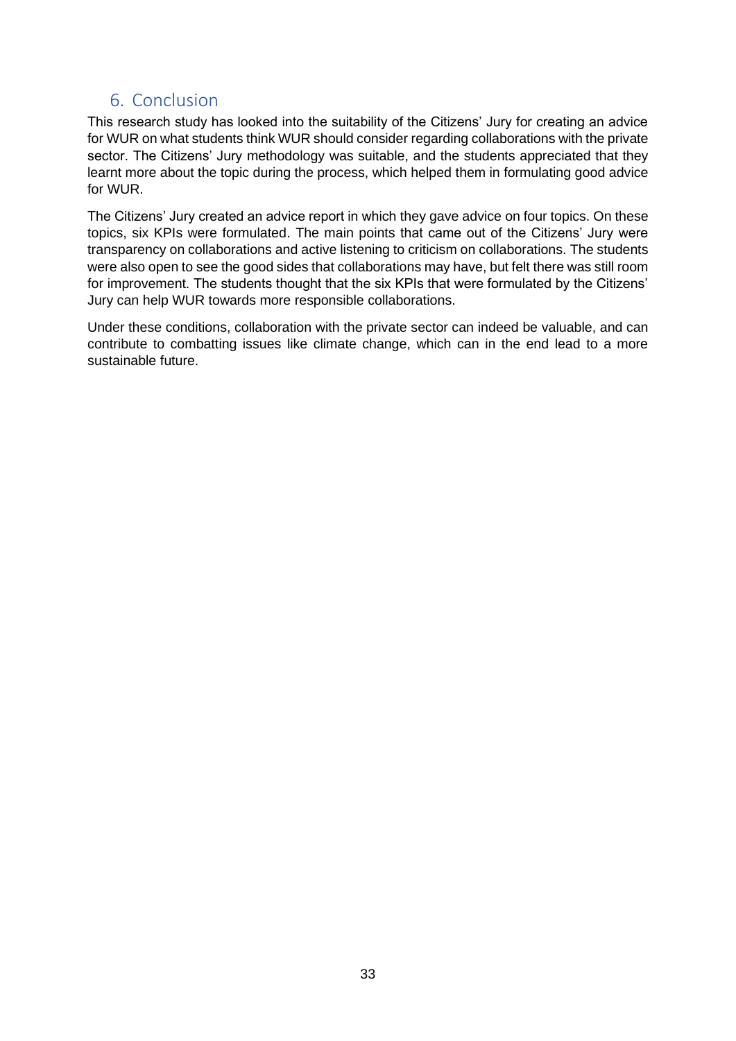# 6. Conclusion

This research study has looked into the suitability of the Citizens' Jury for creating an advice for WUR on what students think WUR should consider regarding collaborations with the private sector. The Citizens' Jury methodology was suitable, and the students appreciated that they learnt more about the topic during the process, which helped them in formulating good advice for WUR.

The Citizens' Jury created an advice report in which they gave advice on four topics. On these topics, six KPIs were formulated. The main points that came out of the Citizens' Jury were transparency on collaborations and active listening to criticism on collaborations. The students were also open to see the good sides that collaborations may have, but felt there was still room for improvement. The students thought that the six KPIs that were formulated by the Citizens' Jury can help WUR towards more responsible collaborations.

Under these conditions, collaboration with the private sector can indeed be valuable, and can contribute to combatting issues like climate change, which can in the end lead to a more sustainable future.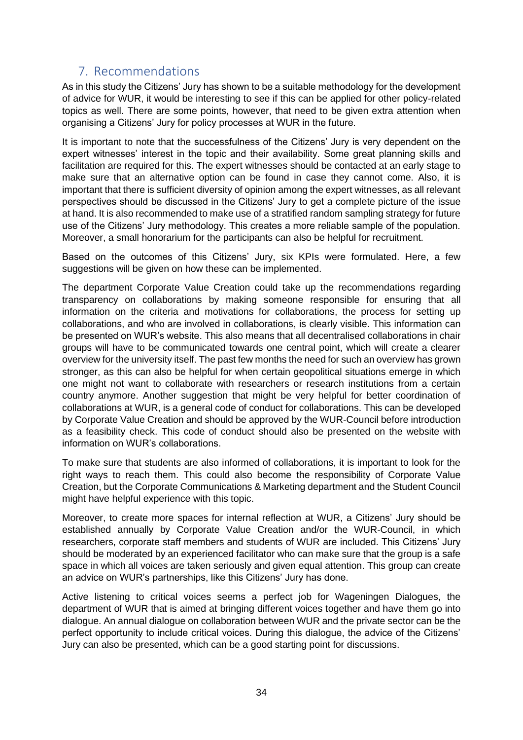## 7. Recommendations

As in this study the Citizens' Jury has shown to be a suitable methodology for the development of advice for WUR, it would be interesting to see if this can be applied for other policy-related topics as well. There are some points, however, that need to be given extra attention when organising a Citizens' Jury for policy processes at WUR in the future.

It is important to note that the successfulness of the Citizens' Jury is very dependent on the expert witnesses' interest in the topic and their availability. Some great planning skills and facilitation are required for this. The expert witnesses should be contacted at an early stage to make sure that an alternative option can be found in case they cannot come. Also, it is important that there is sufficient diversity of opinion among the expert witnesses, as all relevant perspectives should be discussed in the Citizens' Jury to get a complete picture of the issue at hand. It is also recommended to make use of a stratified random sampling strategy for future use of the Citizens' Jury methodology. This creates a more reliable sample of the population. Moreover, a small honorarium for the participants can also be helpful for recruitment.

Based on the outcomes of this Citizens' Jury, six KPIs were formulated. Here, a few suggestions will be given on how these can be implemented.

The department Corporate Value Creation could take up the recommendations regarding transparency on collaborations by making someone responsible for ensuring that all information on the criteria and motivations for collaborations, the process for setting up collaborations, and who are involved in collaborations, is clearly visible. This information can be presented on WUR's website. This also means that all decentralised collaborations in chair groups will have to be communicated towards one central point, which will create a clearer overview for the university itself. The past few months the need for such an overview has grown stronger, as this can also be helpful for when certain geopolitical situations emerge in which one might not want to collaborate with researchers or research institutions from a certain country anymore. Another suggestion that might be very helpful for better coordination of collaborations at WUR, is a general code of conduct for collaborations. This can be developed by Corporate Value Creation and should be approved by the WUR-Council before introduction as a feasibility check. This code of conduct should also be presented on the website with information on WUR's collaborations.

To make sure that students are also informed of collaborations, it is important to look for the right ways to reach them. This could also become the responsibility of Corporate Value Creation, but the Corporate Communications & Marketing department and the Student Council might have helpful experience with this topic.

Moreover, to create more spaces for internal reflection at WUR, a Citizens' Jury should be established annually by Corporate Value Creation and/or the WUR-Council, in which researchers, corporate staff members and students of WUR are included. This Citizens' Jury should be moderated by an experienced facilitator who can make sure that the group is a safe space in which all voices are taken seriously and given equal attention. This group can create an advice on WUR's partnerships, like this Citizens' Jury has done.

Active listening to critical voices seems a perfect job for Wageningen Dialogues, the department of WUR that is aimed at bringing different voices together and have them go into dialogue. An annual dialogue on collaboration between WUR and the private sector can be the perfect opportunity to include critical voices. During this dialogue, the advice of the Citizens' Jury can also be presented, which can be a good starting point for discussions.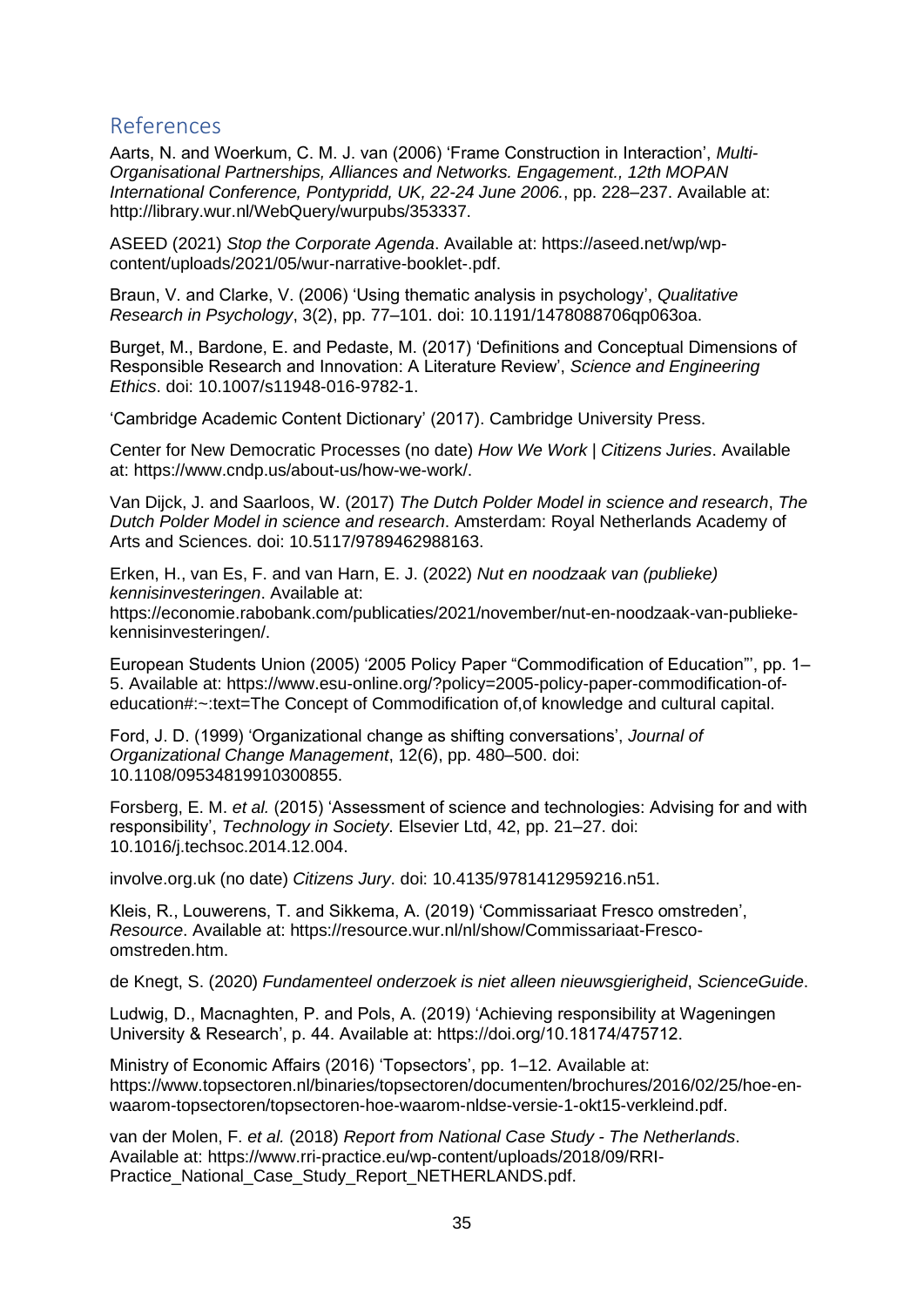## References

Aarts, N. and Woerkum, C. M. J. van (2006) 'Frame Construction in Interaction', *Multi-Organisational Partnerships, Alliances and Networks. Engagement., 12th MOPAN International Conference, Pontypridd, UK, 22-24 June 2006.*, pp. 228–237. Available at: http://library.wur.nl/WebQuery/wurpubs/353337.

ASEED (2021) *Stop the Corporate Agenda*. Available at: https://aseed.net/wp/wp-content/uploads/2021/05/wur-narrative-booklet-.pdf.

Braun, V. and Clarke, V. (2006) 'Using thematic analysis in psychology', *Qualitative Research in Psychology*, 3(2), pp. 77–101. doi: 10.1191/1478088706qp063oa.

Burget, M., Bardone, E. and Pedaste, M. (2017) 'Definitions and Conceptual Dimensions of Responsible Research and Innovation: A Literature Review', *Science and Engineering Ethics*. doi: 10.1007/s11948-016-9782-1.

'Cambridge Academic Content Dictionary' (2017). Cambridge University Press.

Center for New Democratic Processes (no date) *How We Work | Citizens Juries*. Available at: https://www.cndp.us/about-us/how-we-work/.

Van Dijck, J. and Saarloos, W. (2017) *The Dutch Polder Model in science and research*, *The Dutch Polder Model in science and research*. Amsterdam: Royal Netherlands Academy of Arts and Sciences. doi: 10.5117/9789462988163.

Erken, H., van Es, F. and van Harn, E. J. (2022) *Nut en noodzaak van (publieke) kennisinvesteringen*. Available at: https://economie.rabobank.com/publicaties/2021/november/nut-en-noodzaak-van-publieke-kennisinvesteringen/.

European Students Union (2005) '2005 Policy Paper "Commodification of Education"', pp. 1–5. Available at: https://www.esu-online.org/?policy=2005-policy-paper-commodification-of-education#:~:text=The Concept of Commodification of,of knowledge and cultural capital.

Ford, J. D. (1999) 'Organizational change as shifting conversations', *Journal of Organizational Change Management*, 12(6), pp. 480–500. doi: 10.1108/09534819910300855.

Forsberg, E. M. *et al.* (2015) 'Assessment of science and technologies: Advising for and with responsibility', *Technology in Society*. Elsevier Ltd, 42, pp. 21–27. doi: 10.1016/j.techsoc.2014.12.004.

involve.org.uk (no date) *Citizens Jury*. doi: 10.4135/9781412959216.n51.

Kleis, R., Louwerens, T. and Sikkema, A. (2019) 'Commissariaat Fresco omstreden', *Resource*. Available at: https://resource.wur.nl/nl/show/Commissariaat-Fresco-omstreden.htm.

de Knegt, S. (2020) *Fundamenteel onderzoek is niet alleen nieuwsgierigheid*, *ScienceGuide*.

Ludwig, D., Macnaghten, P. and Pols, A. (2019) 'Achieving responsibility at Wageningen University & Research', p. 44. Available at: https://doi.org/10.18174/475712.

Ministry of Economic Affairs (2016) 'Topsectors', pp. 1–12. Available at: https://www.topsectoren.nl/binaries/topsectoren/documenten/brochures/2016/02/25/hoe-en-waarom-topsectoren/topsectoren-hoe-waarom-nldse-versie-1-okt15-verkleind.pdf.

van der Molen, F. *et al.* (2018) *Report from National Case Study - The Netherlands*. Available at: https://www.rri-practice.eu/wp-content/uploads/2018/09/RRI-Practice_National_Case_Study_Report_NETHERLANDS.pdf.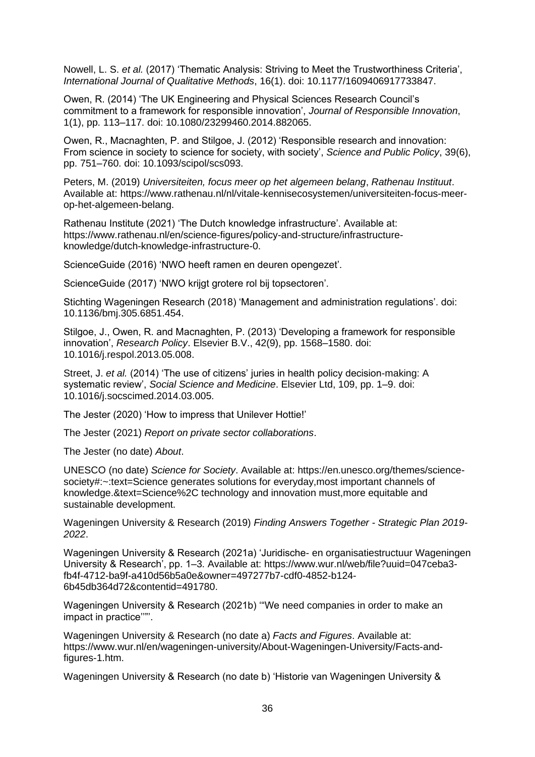Nowell, L. S. *et al.* (2017) 'Thematic Analysis: Striving to Meet the Trustworthiness Criteria', *International Journal of Qualitative Methods*, 16(1). doi: 10.1177/1609406917733847.

Owen, R. (2014) 'The UK Engineering and Physical Sciences Research Council's commitment to a framework for responsible innovation', *Journal of Responsible Innovation*, 1(1), pp. 113–117. doi: 10.1080/23299460.2014.882065.

Owen, R., Macnaghten, P. and Stilgoe, J. (2012) 'Responsible research and innovation: From science in society to science for society, with society', *Science and Public Policy*, 39(6), pp. 751–760. doi: 10.1093/scipol/scs093.

Peters, M. (2019) *Universiteiten, focus meer op het algemeen belang*, *Rathenau Instituut*. Available at: https://www.rathenau.nl/nl/vitale-kennisecosystemen/universiteiten-focus-meer-op-het-algemeen-belang.

Rathenau Institute (2021) 'The Dutch knowledge infrastructure'. Available at: https://www.rathenau.nl/en/science-figures/policy-and-structure/infrastructure-knowledge/dutch-knowledge-infrastructure-0.

ScienceGuide (2016) 'NWO heeft ramen en deuren opengezet'.

ScienceGuide (2017) 'NWO krijgt grotere rol bij topsectoren'.

Stichting Wageningen Research (2018) 'Management and administration regulations'. doi: 10.1136/bmj.305.6851.454.

Stilgoe, J., Owen, R. and Macnaghten, P. (2013) 'Developing a framework for responsible innovation', *Research Policy*. Elsevier B.V., 42(9), pp. 1568–1580. doi: 10.1016/j.respol.2013.05.008.

Street, J. *et al.* (2014) 'The use of citizens' juries in health policy decision-making: A systematic review', *Social Science and Medicine*. Elsevier Ltd, 109, pp. 1–9. doi: 10.1016/j.socscimed.2014.03.005.

The Jester (2020) 'How to impress that Unilever Hottie!'

The Jester (2021) *Report on private sector collaborations*.

The Jester (no date) *About*.

UNESCO (no date) *Science for Society*. Available at: https://en.unesco.org/themes/science-society#:~:text=Science generates solutions for everyday,most important channels of knowledge.&text=Science%2C technology and innovation must,more equitable and sustainable development.

Wageningen University & Research (2019) *Finding Answers Together - Strategic Plan 2019-2022*.

Wageningen University & Research (2021a) 'Juridische- en organisatiestructuur Wageningen University & Research', pp. 1–3. Available at: https://www.wur.nl/web/file?uuid=047ceba3-fb4f-4712-ba9f-a410d56b5a0e&owner=497277b7-cdf0-4852-b124-6b45db364d72&contentid=491780.

Wageningen University & Research (2021b) '"We need companies in order to make an impact in practice"'.

Wageningen University & Research (no date a) *Facts and Figures*. Available at: https://www.wur.nl/en/wageningen-university/About-Wageningen-University/Facts-and-figures-1.htm.

Wageningen University & Research (no date b) 'Historie van Wageningen University &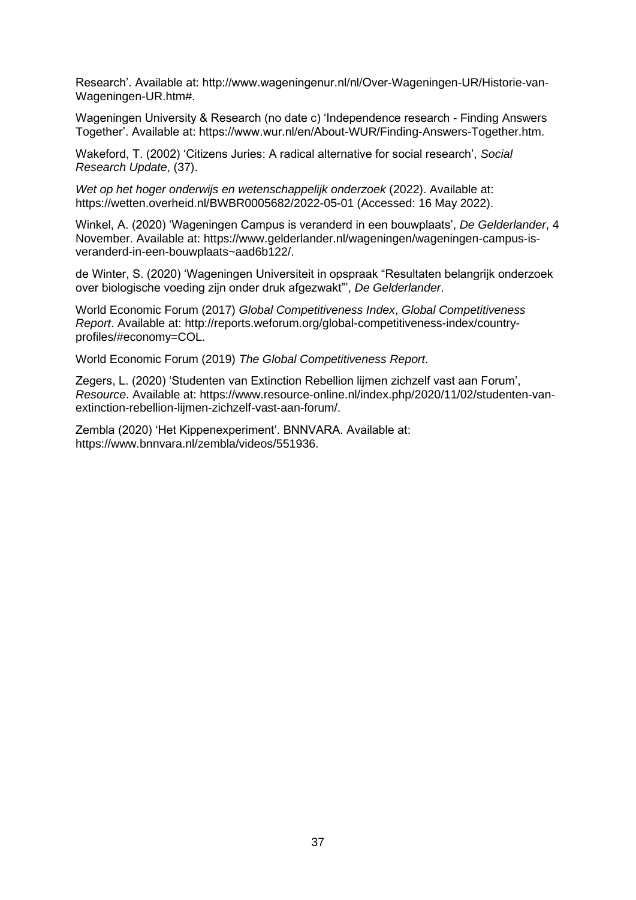Research'. Available at: http://www.wageningenur.nl/nl/Over-Wageningen-UR/Historie-van-Wageningen-UR.htm#.

Wageningen University & Research (no date c) 'Independence research - Finding Answers Together'. Available at: https://www.wur.nl/en/About-WUR/Finding-Answers-Together.htm.

Wakeford, T. (2002) 'Citizens Juries: A radical alternative for social research', *Social Research Update*, (37).

*Wet op het hoger onderwijs en wetenschappelijk onderzoek* (2022). Available at: https://wetten.overheid.nl/BWBR0005682/2022-05-01 (Accessed: 16 May 2022).

Winkel, A. (2020) 'Wageningen Campus is veranderd in een bouwplaats', *De Gelderlander*, 4 November. Available at: https://www.gelderlander.nl/wageningen/wageningen-campus-is-veranderd-in-een-bouwplaats~aad6b122/.

de Winter, S. (2020) 'Wageningen Universiteit in opspraak "Resultaten belangrijk onderzoek over biologische voeding zijn onder druk afgezwakt"', *De Gelderlander*.

World Economic Forum (2017) *Global Competitiveness Index*, *Global Competitiveness Report*. Available at: http://reports.weforum.org/global-competitiveness-index/country-profiles/#economy=COL.

World Economic Forum (2019) *The Global Competitiveness Report*.

Zegers, L. (2020) 'Studenten van Extinction Rebellion lijmen zichzelf vast aan Forum', *Resource*. Available at: https://www.resource-online.nl/index.php/2020/11/02/studenten-van-extinction-rebellion-lijmen-zichzelf-vast-aan-forum/.

Zembla (2020) 'Het Kippenexperiment'. BNNVARA. Available at: https://www.bnnvara.nl/zembla/videos/551936.